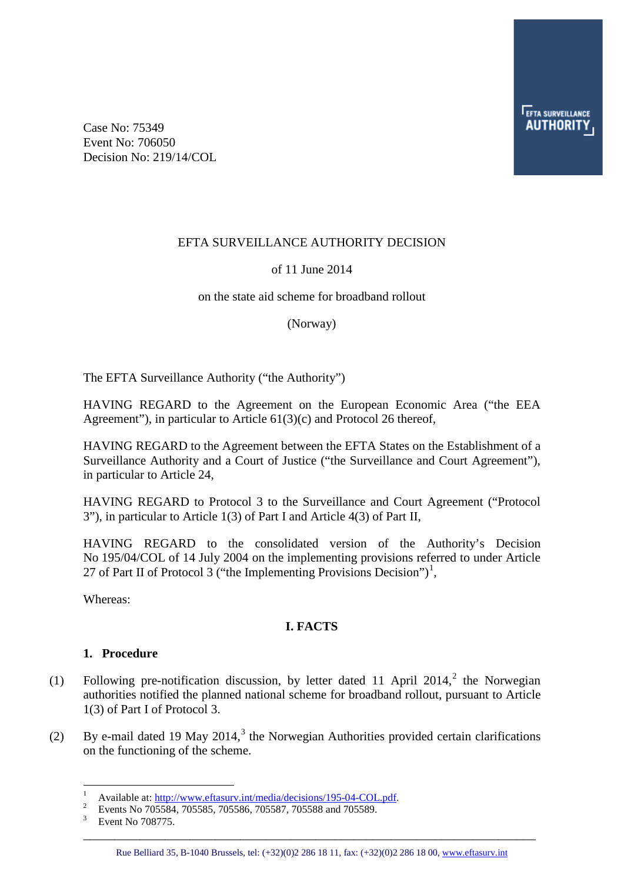Case No: 75349
Event No: 706050
Decision No: 219/14/COL

EFTA SURVEILLANCE AUTHORITY DECISION

of 11 June 2014

on the state aid scheme for broadband rollout

(Norway)

The EFTA Surveillance Authority ("the Authority")

HAVING REGARD to the Agreement on the European Economic Area ("the EEA Agreement"), in particular to Article 61(3)(c) and Protocol 26 thereof,

HAVING REGARD to the Agreement between the EFTA States on the Establishment of a Surveillance Authority and a Court of Justice ("the Surveillance and Court Agreement"), in particular to Article 24,

HAVING REGARD to Protocol 3 to the Surveillance and Court Agreement ("Protocol 3"), in particular to Article 1(3) of Part I and Article 4(3) of Part II,

HAVING REGARD to the consolidated version of the Authority's Decision No 195/04/COL of 14 July 2004 on the implementing provisions referred to under Article 27 of Part II of Protocol 3 ("the Implementing Provisions Decision")[1],

Whereas:

## I. FACTS

### 1. Procedure

(1) Following pre-notification discussion, by letter dated 11 April 2014,[2] the Norwegian authorities notified the planned national scheme for broadband rollout, pursuant to Article 1(3) of Part I of Protocol 3.

(2) By e-mail dated 19 May 2014,[3] the Norwegian Authorities provided certain clarifications on the functioning of the scheme.

---

[1] Available at: http://www.eftasurv.int/media/decisions/195-04-COL.pdf.

[2] Events No 705584, 705585, 705586, 705587, 705588 and 705589.

[3] Event No 708775.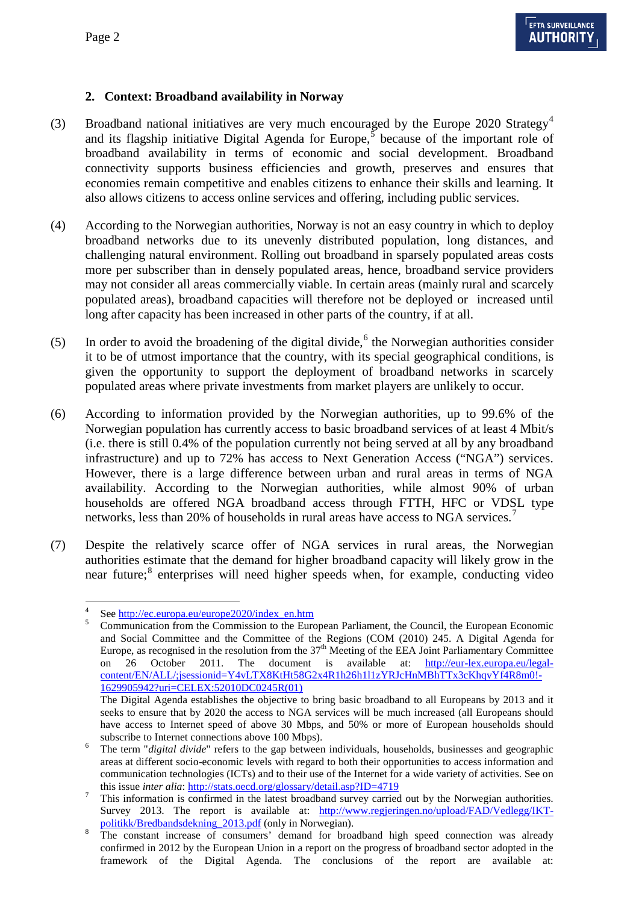## 2. Context: Broadband availability in Norway

(3) Broadband national initiatives are very much encouraged by the Europe 2020 Strategy[4] and its flagship initiative Digital Agenda for Europe,[5] because of the important role of broadband availability in terms of economic and social development. Broadband connectivity supports business efficiencies and growth, preserves and ensures that economies remain competitive and enables citizens to enhance their skills and learning. It also allows citizens to access online services and offering, including public services.

(4) According to the Norwegian authorities, Norway is not an easy country in which to deploy broadband networks due to its unevenly distributed population, long distances, and challenging natural environment. Rolling out broadband in sparsely populated areas costs more per subscriber than in densely populated areas, hence, broadband service providers may not consider all areas commercially viable. In certain areas (mainly rural and scarcely populated areas), broadband capacities will therefore not be deployed or increased until long after capacity has been increased in other parts of the country, if at all.

(5) In order to avoid the broadening of the digital divide,[6] the Norwegian authorities consider it to be of utmost importance that the country, with its special geographical conditions, is given the opportunity to support the deployment of broadband networks in scarcely populated areas where private investments from market players are unlikely to occur.

(6) According to information provided by the Norwegian authorities, up to 99.6% of the Norwegian population has currently access to basic broadband services of at least 4 Mbit/s (i.e. there is still 0.4% of the population currently not being served at all by any broadband infrastructure) and up to 72% has access to Next Generation Access ("NGA") services. However, there is a large difference between urban and rural areas in terms of NGA availability. According to the Norwegian authorities, while almost 90% of urban households are offered NGA broadband access through FTTH, HFC or VDSL type networks, less than 20% of households in rural areas have access to NGA services.[7]

(7) Despite the relatively scarce offer of NGA services in rural areas, the Norwegian authorities estimate that the demand for higher broadband capacity will likely grow in the near future;[8] enterprises will need higher speeds when, for example, conducting video

---

[4] See http://ec.europa.eu/europe2020/index_en.htm

[5] Communication from the Commission to the European Parliament, the Council, the European Economic and Social Committee and the Committee of the Regions (COM (2010) 245. A Digital Agenda for Europe, as recognised in the resolution from the 37th Meeting of the EEA Joint Parliamentary Committee on 26 October 2011. The document is available at: http://eur-lex.europa.eu/legal-content/EN/ALL/;jsessionid=Y4vLTX8KtHt58G2x4R1h26h1l1zYRJcHnMBhTTx3cKhqvYf4R8m0!-1629905942?uri=CELEX:52010DC0245R(01)

The Digital Agenda establishes the objective to bring basic broadband to all Europeans by 2013 and it seeks to ensure that by 2020 the access to NGA services will be much increased (all Europeans should have access to Internet speed of above 30 Mbps, and 50% or more of European households should subscribe to Internet connections above 100 Mbps).

[6] The term "*digital divide*" refers to the gap between individuals, households, businesses and geographic areas at different socio-economic levels with regard to both their opportunities to access information and communication technologies (ICTs) and to their use of the Internet for a wide variety of activities. See on this issue *inter alia*: http://stats.oecd.org/glossary/detail.asp?ID=4719

[7] This information is confirmed in the latest broadband survey carried out by the Norwegian authorities. Survey 2013. The report is available at: http://www.regjeringen.no/upload/FAD/Vedlegg/IKT-politikk/Bredbandsdekning_2013.pdf (only in Norwegian).

[8] The constant increase of consumers' demand for broadband high speed connection was already confirmed in 2012 by the European Union in a report on the progress of broadband sector adopted in the framework of the Digital Agenda. The conclusions of the report are available at: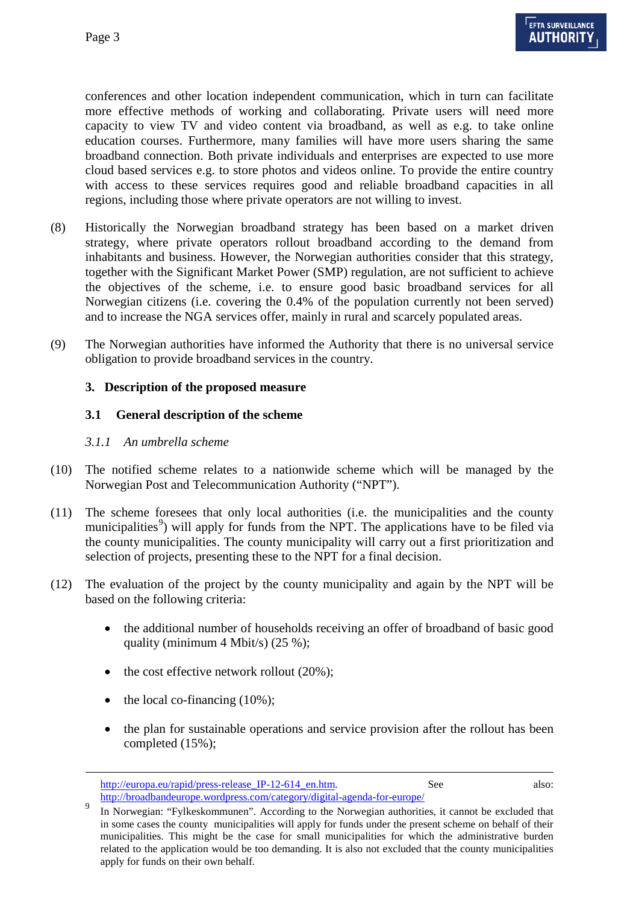conferences and other location independent communication, which in turn can facilitate more effective methods of working and collaborating. Private users will need more capacity to view TV and video content via broadband, as well as e.g. to take online education courses. Furthermore, many families will have more users sharing the same broadband connection. Both private individuals and enterprises are expected to use more cloud based services e.g. to store photos and videos online. To provide the entire country with access to these services requires good and reliable broadband capacities in all regions, including those where private operators are not willing to invest.

(8) Historically the Norwegian broadband strategy has been based on a market driven strategy, where private operators rollout broadband according to the demand from inhabitants and business. However, the Norwegian authorities consider that this strategy, together with the Significant Market Power (SMP) regulation, are not sufficient to achieve the objectives of the scheme, i.e. to ensure good basic broadband services for all Norwegian citizens (i.e. covering the 0.4% of the population currently not been served) and to increase the NGA services offer, mainly in rural and scarcely populated areas.

(9) The Norwegian authorities have informed the Authority that there is no universal service obligation to provide broadband services in the country.

## 3. Description of the proposed measure

### 3.1 General description of the scheme

#### *3.1.1 An umbrella scheme*

(10) The notified scheme relates to a nationwide scheme which will be managed by the Norwegian Post and Telecommunication Authority ("NPT").

(11) The scheme foresees that only local authorities (i.e. the municipalities and the county municipalities[9]) will apply for funds from the NPT. The applications have to be filed via the county municipalities. The county municipality will carry out a first prioritization and selection of projects, presenting these to the NPT for a final decision.

(12) The evaluation of the project by the county municipality and again by the NPT will be based on the following criteria:

- the additional number of households receiving an offer of broadband of basic good quality (minimum 4 Mbit/s) (25 %);
- the cost effective network rollout (20%);
- the local co-financing (10%);
- the plan for sustainable operations and service provision after the rollout has been completed (15%);

---

http://europa.eu/rapid/press-release_IP-12-614_en.htm. See also: http://broadbandeurope.wordpress.com/category/digital-agenda-for-europe/

[9] In Norwegian: "Fylkeskommunen". According to the Norwegian authorities, it cannot be excluded that in some cases the county municipalities will apply for funds under the present scheme on behalf of their municipalities. This might be the case for small municipalities for which the administrative burden related to the application would be too demanding. It is also not excluded that the county municipalities apply for funds on their own behalf.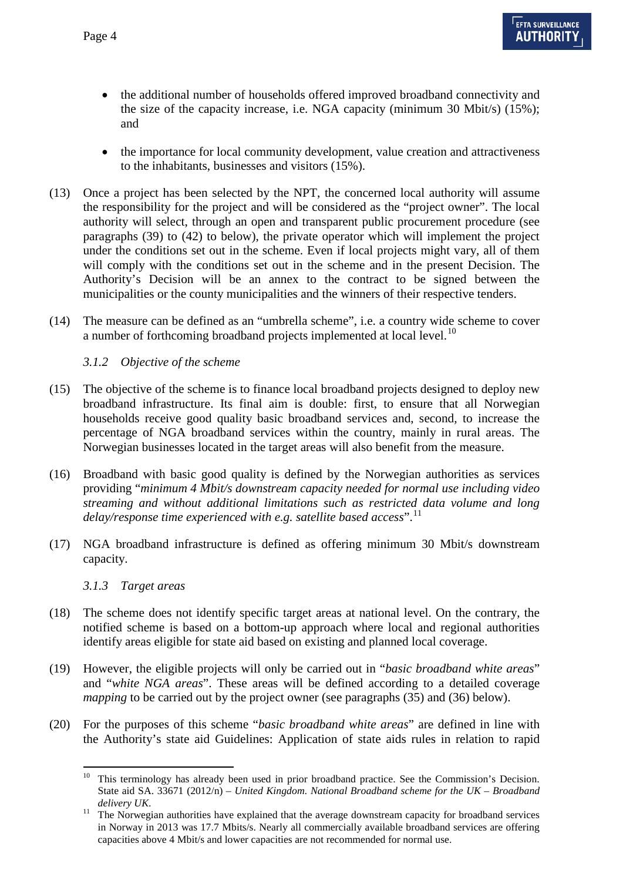- the additional number of households offered improved broadband connectivity and the size of the capacity increase, i.e. NGA capacity (minimum 30 Mbit/s) (15%); and

- the importance for local community development, value creation and attractiveness to the inhabitants, businesses and visitors (15%).

(13) Once a project has been selected by the NPT, the concerned local authority will assume the responsibility for the project and will be considered as the "project owner". The local authority will select, through an open and transparent public procurement procedure (see paragraphs (39) to (42) to below), the private operator which will implement the project under the conditions set out in the scheme. Even if local projects might vary, all of them will comply with the conditions set out in the scheme and in the present Decision. The Authority's Decision will be an annex to the contract to be signed between the municipalities or the county municipalities and the winners of their respective tenders.

(14) The measure can be defined as an "umbrella scheme", i.e. a country wide scheme to cover a number of forthcoming broadband projects implemented at local level.[10]

### *3.1.2 Objective of the scheme*

(15) The objective of the scheme is to finance local broadband projects designed to deploy new broadband infrastructure. Its final aim is double: first, to ensure that all Norwegian households receive good quality basic broadband services and, second, to increase the percentage of NGA broadband services within the country, mainly in rural areas. The Norwegian businesses located in the target areas will also benefit from the measure.

(16) Broadband with basic good quality is defined by the Norwegian authorities as services providing "*minimum 4 Mbit/s downstream capacity needed for normal use including video streaming and without additional limitations such as restricted data volume and long delay/response time experienced with e.g. satellite based access*".[11]

(17) NGA broadband infrastructure is defined as offering minimum 30 Mbit/s downstream capacity.

### *3.1.3 Target areas*

(18) The scheme does not identify specific target areas at national level. On the contrary, the notified scheme is based on a bottom-up approach where local and regional authorities identify areas eligible for state aid based on existing and planned local coverage.

(19) However, the eligible projects will only be carried out in "*basic broadband white areas*" and "*white NGA areas*". These areas will be defined according to a detailed coverage *mapping* to be carried out by the project owner (see paragraphs (35) and (36) below).

(20) For the purposes of this scheme "*basic broadband white areas*" are defined in line with the Authority's state aid Guidelines: Application of state aids rules in relation to rapid

---

[10] This terminology has already been used in prior broadband practice. See the Commission's Decision. State aid SA. 33671 (2012/n) – *United Kingdom. National Broadband scheme for the UK – Broadband delivery UK.*

[11] The Norwegian authorities have explained that the average downstream capacity for broadband services in Norway in 2013 was 17.7 Mbits/s. Nearly all commercially available broadband services are offering capacities above 4 Mbit/s and lower capacities are not recommended for normal use.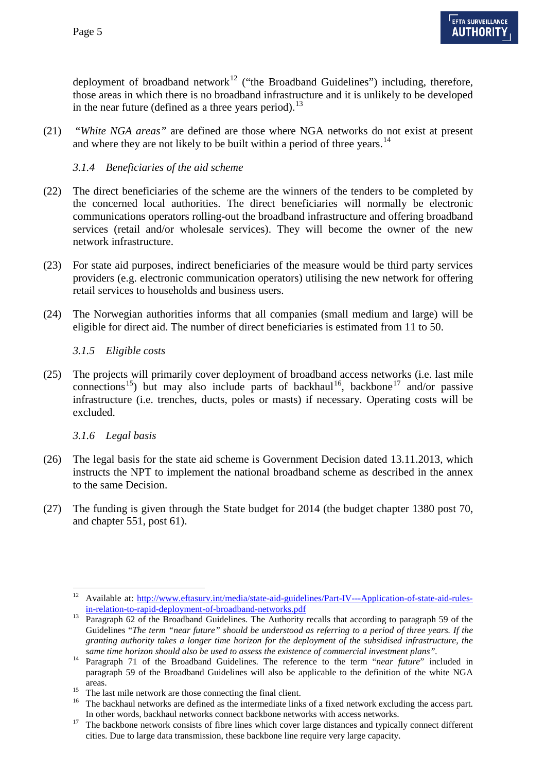deployment of broadband network[12] ("the Broadband Guidelines") including, therefore, those areas in which there is no broadband infrastructure and it is unlikely to be developed in the near future (defined as a three years period).[13]

(21) "*White NGA areas*" are defined are those where NGA networks do not exist at present and where they are not likely to be built within a period of three years.[14]

### 3.1.4 *Beneficiaries of the aid scheme*

(22) The direct beneficiaries of the scheme are the winners of the tenders to be completed by the concerned local authorities. The direct beneficiaries will normally be electronic communications operators rolling-out the broadband infrastructure and offering broadband services (retail and/or wholesale services). They will become the owner of the new network infrastructure.

(23) For state aid purposes, indirect beneficiaries of the measure would be third party services providers (e.g. electronic communication operators) utilising the new network for offering retail services to households and business users.

(24) The Norwegian authorities informs that all companies (small medium and large) will be eligible for direct aid. The number of direct beneficiaries is estimated from 11 to 50.

### 3.1.5 *Eligible costs*

(25) The projects will primarily cover deployment of broadband access networks (i.e. last mile connections[15]) but may also include parts of backhaul[16], backbone[17] and/or passive infrastructure (i.e. trenches, ducts, poles or masts) if necessary. Operating costs will be excluded.

### 3.1.6 *Legal basis*

(26) The legal basis for the state aid scheme is Government Decision dated 13.11.2013, which instructs the NPT to implement the national broadband scheme as described in the annex to the same Decision.

(27) The funding is given through the State budget for 2014 (the budget chapter 1380 post 70, and chapter 551, post 61).

---

[12] Available at: http://www.eftasurv.int/media/state-aid-guidelines/Part-IV---Application-of-state-aid-rules-in-relation-to-rapid-deployment-of-broadband-networks.pdf

[13] Paragraph 62 of the Broadband Guidelines. The Authority recalls that according to paragraph 59 of the Guidelines "*The term "near future" should be understood as referring to a period of three years. If the granting authority takes a longer time horizon for the deployment of the subsidised infrastructure, the same time horizon should also be used to assess the existence of commercial investment plans".*

[14] Paragraph 71 of the Broadband Guidelines. The reference to the term "*near future*" included in paragraph 59 of the Broadband Guidelines will also be applicable to the definition of the white NGA areas.

[15] The last mile network are those connecting the final client.

[16] The backhaul networks are defined as the intermediate links of a fixed network excluding the access part. In other words, backhaul networks connect backbone networks with access networks.

[17] The backbone network consists of fibre lines which cover large distances and typically connect different cities. Due to large data transmission, these backbone line require very large capacity.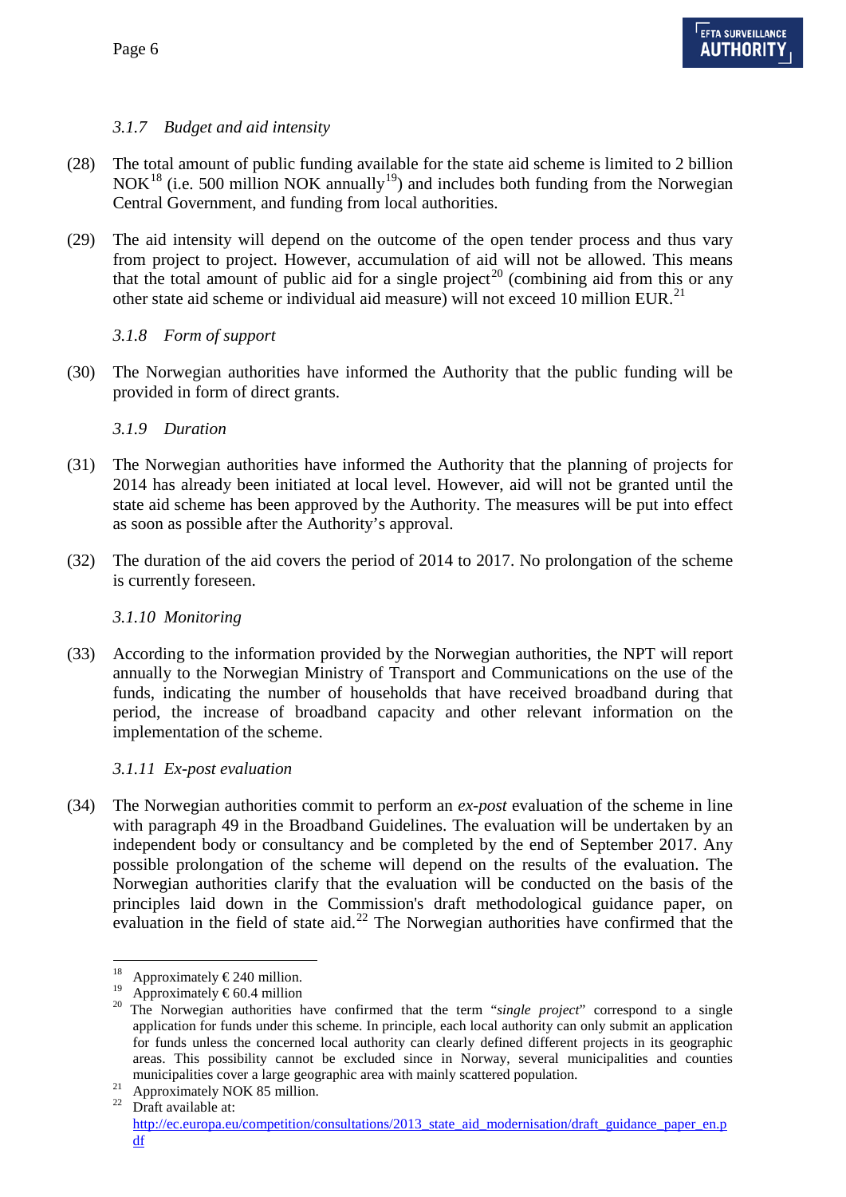### 3.1.7 *Budget and aid intensity*

(28) The total amount of public funding available for the state aid scheme is limited to 2 billion NOK[18] (i.e. 500 million NOK annually[19]) and includes both funding from the Norwegian Central Government, and funding from local authorities.

(29) The aid intensity will depend on the outcome of the open tender process and thus vary from project to project. However, accumulation of aid will not be allowed. This means that the total amount of public aid for a single project[20] (combining aid from this or any other state aid scheme or individual aid measure) will not exceed 10 million EUR.[21]

### 3.1.8 *Form of support*

(30) The Norwegian authorities have informed the Authority that the public funding will be provided in form of direct grants.

### 3.1.9 *Duration*

(31) The Norwegian authorities have informed the Authority that the planning of projects for 2014 has already been initiated at local level. However, aid will not be granted until the state aid scheme has been approved by the Authority. The measures will be put into effect as soon as possible after the Authority's approval.

(32) The duration of the aid covers the period of 2014 to 2017. No prolongation of the scheme is currently foreseen.

### 3.1.10 *Monitoring*

(33) According to the information provided by the Norwegian authorities, the NPT will report annually to the Norwegian Ministry of Transport and Communications on the use of the funds, indicating the number of households that have received broadband during that period, the increase of broadband capacity and other relevant information on the implementation of the scheme.

### 3.1.11 *Ex-post evaluation*

(34) The Norwegian authorities commit to perform an *ex-post* evaluation of the scheme in line with paragraph 49 in the Broadband Guidelines. The evaluation will be undertaken by an independent body or consultancy and be completed by the end of September 2017. Any possible prolongation of the scheme will depend on the results of the evaluation. The Norwegian authorities clarify that the evaluation will be conducted on the basis of the principles laid down in the Commission's draft methodological guidance paper, on evaluation in the field of state aid.[22] The Norwegian authorities have confirmed that the

---

[18] Approximately € 240 million.

[19] Approximately € 60.4 million

[20] The Norwegian authorities have confirmed that the term "*single project*" correspond to a single application for funds under this scheme. In principle, each local authority can only submit an application for funds unless the concerned local authority can clearly defined different projects in its geographic areas. This possibility cannot be excluded since in Norway, several municipalities and counties municipalities cover a large geographic area with mainly scattered population.

[21] Approximately NOK 85 million.

[22] Draft available at: http://ec.europa.eu/competition/consultations/2013_state_aid_modernisation/draft_guidance_paper_en.pdf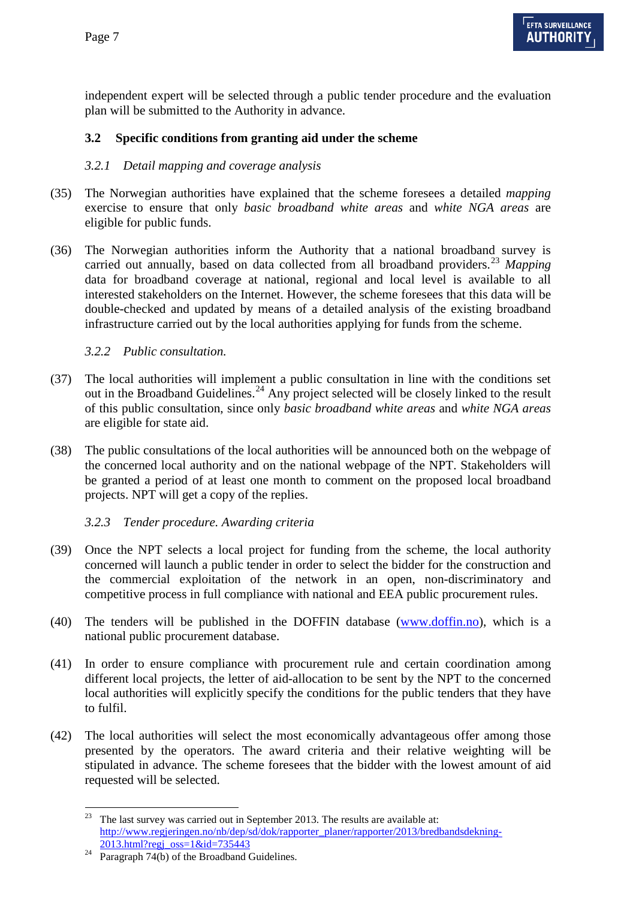independent expert will be selected through a public tender procedure and the evaluation plan will be submitted to the Authority in advance.

### 3.2 Specific conditions from granting aid under the scheme

#### *3.2.1 Detail mapping and coverage analysis*

(35) The Norwegian authorities have explained that the scheme foresees a detailed *mapping* exercise to ensure that only *basic broadband white areas* and *white NGA areas* are eligible for public funds.

(36) The Norwegian authorities inform the Authority that a national broadband survey is carried out annually, based on data collected from all broadband providers.[23] *Mapping* data for broadband coverage at national, regional and local level is available to all interested stakeholders on the Internet. However, the scheme foresees that this data will be double-checked and updated by means of a detailed analysis of the existing broadband infrastructure carried out by the local authorities applying for funds from the scheme.

#### *3.2.2 Public consultation.*

(37) The local authorities will implement a public consultation in line with the conditions set out in the Broadband Guidelines.[24] Any project selected will be closely linked to the result of this public consultation, since only *basic broadband white areas* and *white NGA areas* are eligible for state aid.

(38) The public consultations of the local authorities will be announced both on the webpage of the concerned local authority and on the national webpage of the NPT. Stakeholders will be granted a period of at least one month to comment on the proposed local broadband projects. NPT will get a copy of the replies.

#### *3.2.3 Tender procedure. Awarding criteria*

(39) Once the NPT selects a local project for funding from the scheme, the local authority concerned will launch a public tender in order to select the bidder for the construction and the commercial exploitation of the network in an open, non-discriminatory and competitive process in full compliance with national and EEA public procurement rules.

(40) The tenders will be published in the DOFFIN database (www.doffin.no), which is a national public procurement database.

(41) In order to ensure compliance with procurement rule and certain coordination among different local projects, the letter of aid-allocation to be sent by the NPT to the concerned local authorities will explicitly specify the conditions for the public tenders that they have to fulfil.

(42) The local authorities will select the most economically advantageous offer among those presented by the operators. The award criteria and their relative weighting will be stipulated in advance. The scheme foresees that the bidder with the lowest amount of aid requested will be selected.

---

[23] The last survey was carried out in September 2013. The results are available at: http://www.regjeringen.no/nb/dep/sd/dok/rapporter_planer/rapporter/2013/bredbandsdekning-2013.html?regj_oss=1&id=735443

[24] Paragraph 74(b) of the Broadband Guidelines.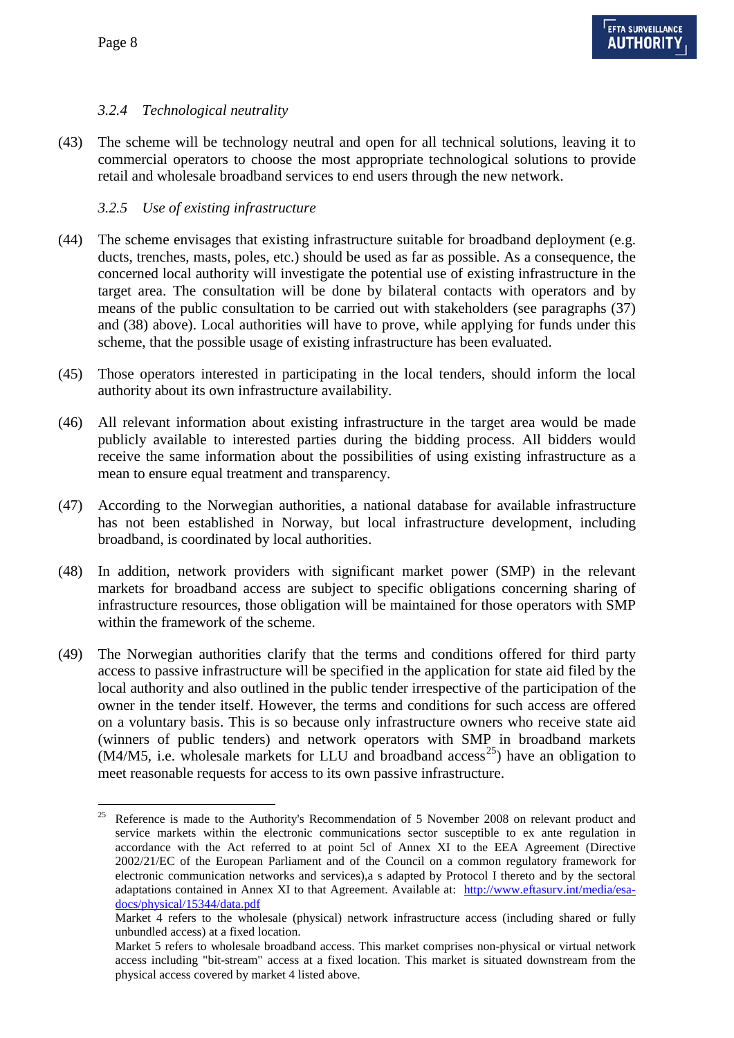### 3.2.4 *Technological neutrality*

(43) The scheme will be technology neutral and open for all technical solutions, leaving it to commercial operators to choose the most appropriate technological solutions to provide retail and wholesale broadband services to end users through the new network.

### 3.2.5 *Use of existing infrastructure*

(44) The scheme envisages that existing infrastructure suitable for broadband deployment (e.g. ducts, trenches, masts, poles, etc.) should be used as far as possible. As a consequence, the concerned local authority will investigate the potential use of existing infrastructure in the target area. The consultation will be done by bilateral contacts with operators and by means of the public consultation to be carried out with stakeholders (see paragraphs (37) and (38) above). Local authorities will have to prove, while applying for funds under this scheme, that the possible usage of existing infrastructure has been evaluated.

(45) Those operators interested in participating in the local tenders, should inform the local authority about its own infrastructure availability.

(46) All relevant information about existing infrastructure in the target area would be made publicly available to interested parties during the bidding process. All bidders would receive the same information about the possibilities of using existing infrastructure as a mean to ensure equal treatment and transparency.

(47) According to the Norwegian authorities, a national database for available infrastructure has not been established in Norway, but local infrastructure development, including broadband, is coordinated by local authorities.

(48) In addition, network providers with significant market power (SMP) in the relevant markets for broadband access are subject to specific obligations concerning sharing of infrastructure resources, those obligation will be maintained for those operators with SMP within the framework of the scheme.

(49) The Norwegian authorities clarify that the terms and conditions offered for third party access to passive infrastructure will be specified in the application for state aid filed by the local authority and also outlined in the public tender irrespective of the participation of the owner in the tender itself. However, the terms and conditions for such access are offered on a voluntary basis. This is so because only infrastructure owners who receive state aid (winners of public tenders) and network operators with SMP in broadband markets (M4/M5, i.e. wholesale markets for LLU and broadband access[25]) have an obligation to meet reasonable requests for access to its own passive infrastructure.

---

[25] Reference is made to the Authority's Recommendation of 5 November 2008 on relevant product and service markets within the electronic communications sector susceptible to ex ante regulation in accordance with the Act referred to at point 5cl of Annex XI to the EEA Agreement (Directive 2002/21/EC of the European Parliament and of the Council on a common regulatory framework for electronic communication networks and services),a s adapted by Protocol I thereto and by the sectoral adaptations contained in Annex XI to that Agreement. Available at: [http://www.eftasurv.int/media/esa-docs/physical/15344/data.pdf](http://www.eftasurv.int/media/esa-docs/physical/15344/data.pdf)

Market 4 refers to the wholesale (physical) network infrastructure access (including shared or fully unbundled access) at a fixed location.

Market 5 refers to wholesale broadband access. This market comprises non-physical or virtual network access including "bit-stream" access at a fixed location. This market is situated downstream from the physical access covered by market 4 listed above.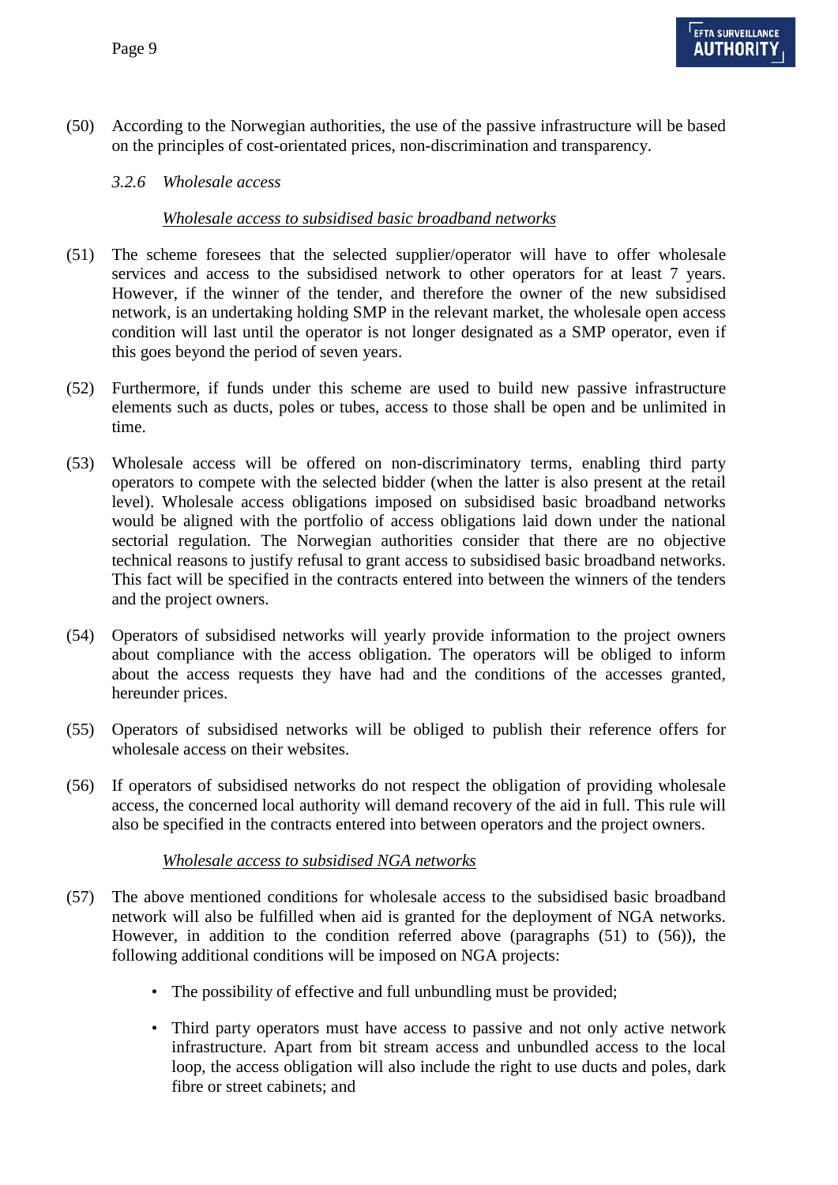(50) According to the Norwegian authorities, the use of the passive infrastructure will be based on the principles of cost-orientated prices, non-discrimination and transparency.

### 3.2.6 *Wholesale access*

*Wholesale access to subsidised basic broadband networks*

(51) The scheme foresees that the selected supplier/operator will have to offer wholesale services and access to the subsidised network to other operators for at least 7 years. However, if the winner of the tender, and therefore the owner of the new subsidised network, is an undertaking holding SMP in the relevant market, the wholesale open access condition will last until the operator is not longer designated as a SMP operator, even if this goes beyond the period of seven years.

(52) Furthermore, if funds under this scheme are used to build new passive infrastructure elements such as ducts, poles or tubes, access to those shall be open and be unlimited in time.

(53) Wholesale access will be offered on non-discriminatory terms, enabling third party operators to compete with the selected bidder (when the latter is also present at the retail level). Wholesale access obligations imposed on subsidised basic broadband networks would be aligned with the portfolio of access obligations laid down under the national sectorial regulation. The Norwegian authorities consider that there are no objective technical reasons to justify refusal to grant access to subsidised basic broadband networks. This fact will be specified in the contracts entered into between the winners of the tenders and the project owners.

(54) Operators of subsidised networks will yearly provide information to the project owners about compliance with the access obligation. The operators will be obliged to inform about the access requests they have had and the conditions of the accesses granted, hereunder prices.

(55) Operators of subsidised networks will be obliged to publish their reference offers for wholesale access on their websites.

(56) If operators of subsidised networks do not respect the obligation of providing wholesale access, the concerned local authority will demand recovery of the aid in full. This rule will also be specified in the contracts entered into between operators and the project owners.

*Wholesale access to subsidised NGA networks*

(57) The above mentioned conditions for wholesale access to the subsidised basic broadband network will also be fulfilled when aid is granted for the deployment of NGA networks. However, in addition to the condition referred above (paragraphs (51) to (56)), the following additional conditions will be imposed on NGA projects:

- The possibility of effective and full unbundling must be provided;
- Third party operators must have access to passive and not only active network infrastructure. Apart from bit stream access and unbundled access to the local loop, the access obligation will also include the right to use ducts and poles, dark fibre or street cabinets; and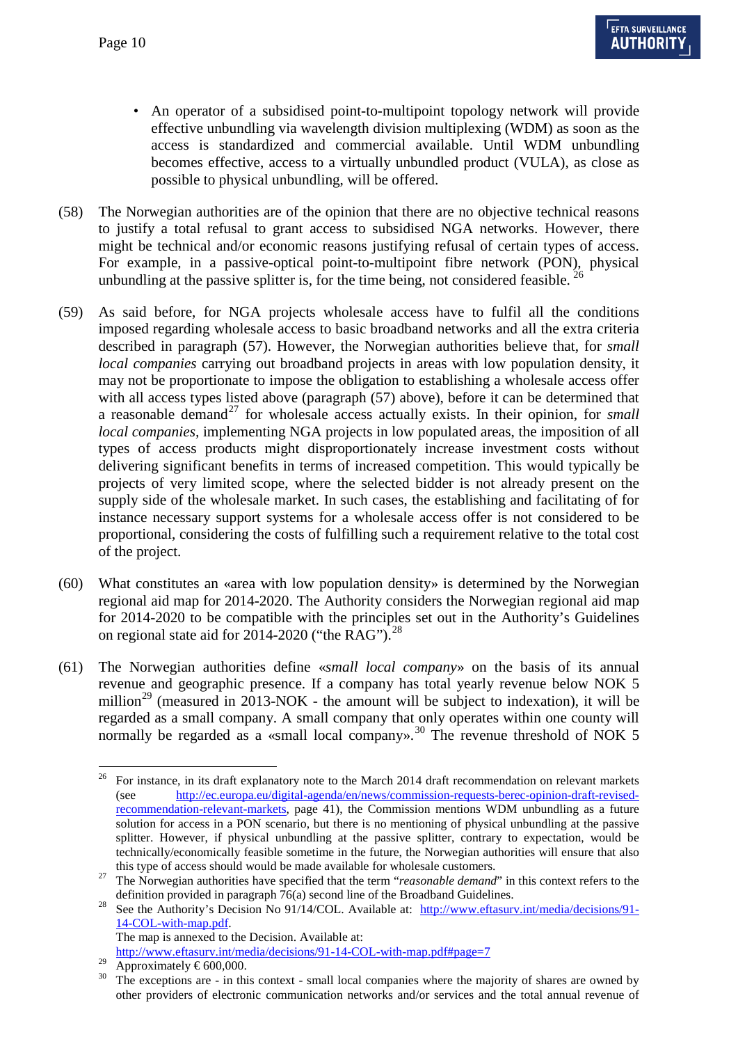- An operator of a subsidised point-to-multipoint topology network will provide effective unbundling via wavelength division multiplexing (WDM) as soon as the access is standardized and commercial available. Until WDM unbundling becomes effective, access to a virtually unbundled product (VULA), as close as possible to physical unbundling, will be offered.

(58) The Norwegian authorities are of the opinion that there are no objective technical reasons to justify a total refusal to grant access to subsidised NGA networks. However, there might be technical and/or economic reasons justifying refusal of certain types of access. For example, in a passive-optical point-to-multipoint fibre network (PON), physical unbundling at the passive splitter is, for the time being, not considered feasible. [26]

(59) As said before, for NGA projects wholesale access have to fulfil all the conditions imposed regarding wholesale access to basic broadband networks and all the extra criteria described in paragraph (57). However, the Norwegian authorities believe that, for *small local companies* carrying out broadband projects in areas with low population density, it may not be proportionate to impose the obligation to establishing a wholesale access offer with all access types listed above (paragraph (57) above), before it can be determined that a reasonable demand[27] for wholesale access actually exists. In their opinion, for *small local companies*, implementing NGA projects in low populated areas, the imposition of all types of access products might disproportionately increase investment costs without delivering significant benefits in terms of increased competition. This would typically be projects of very limited scope, where the selected bidder is not already present on the supply side of the wholesale market. In such cases, the establishing and facilitating of for instance necessary support systems for a wholesale access offer is not considered to be proportional, considering the costs of fulfilling such a requirement relative to the total cost of the project.

(60) What constitutes an «area with low population density» is determined by the Norwegian regional aid map for 2014-2020. The Authority considers the Norwegian regional aid map for 2014-2020 to be compatible with the principles set out in the Authority's Guidelines on regional state aid for 2014-2020 ("the RAG").[28]

(61) The Norwegian authorities define «*small local company*» on the basis of its annual revenue and geographic presence. If a company has total yearly revenue below NOK 5 million[29] (measured in 2013-NOK - the amount will be subject to indexation), it will be regarded as a small company. A small company that only operates within one county will normally be regarded as a «small local company».[30] The revenue threshold of NOK 5

---

[26] For instance, in its draft explanatory note to the March 2014 draft recommendation on relevant markets (see http://ec.europa.eu/digital-agenda/en/news/commission-requests-berec-opinion-draft-revised-recommendation-relevant-markets, page 41), the Commission mentions WDM unbundling as a future solution for access in a PON scenario, but there is no mentioning of physical unbundling at the passive splitter. However, if physical unbundling at the passive splitter, contrary to expectation, would be technically/economically feasible sometime in the future, the Norwegian authorities will ensure that also this type of access should would be made available for wholesale customers.

[27] The Norwegian authorities have specified that the term "*reasonable demand*" in this context refers to the definition provided in paragraph 76(a) second line of the Broadband Guidelines.

[28] See the Authority's Decision No 91/14/COL. Available at: http://www.eftasurv.int/media/decisions/91-14-COL-with-map.pdf.
The map is annexed to the Decision. Available at:
http://www.eftasurv.int/media/decisions/91-14-COL-with-map.pdf#page=7

[29] Approximately € 600,000.

[30] The exceptions are - in this context - small local companies where the majority of shares are owned by other providers of electronic communication networks and/or services and the total annual revenue of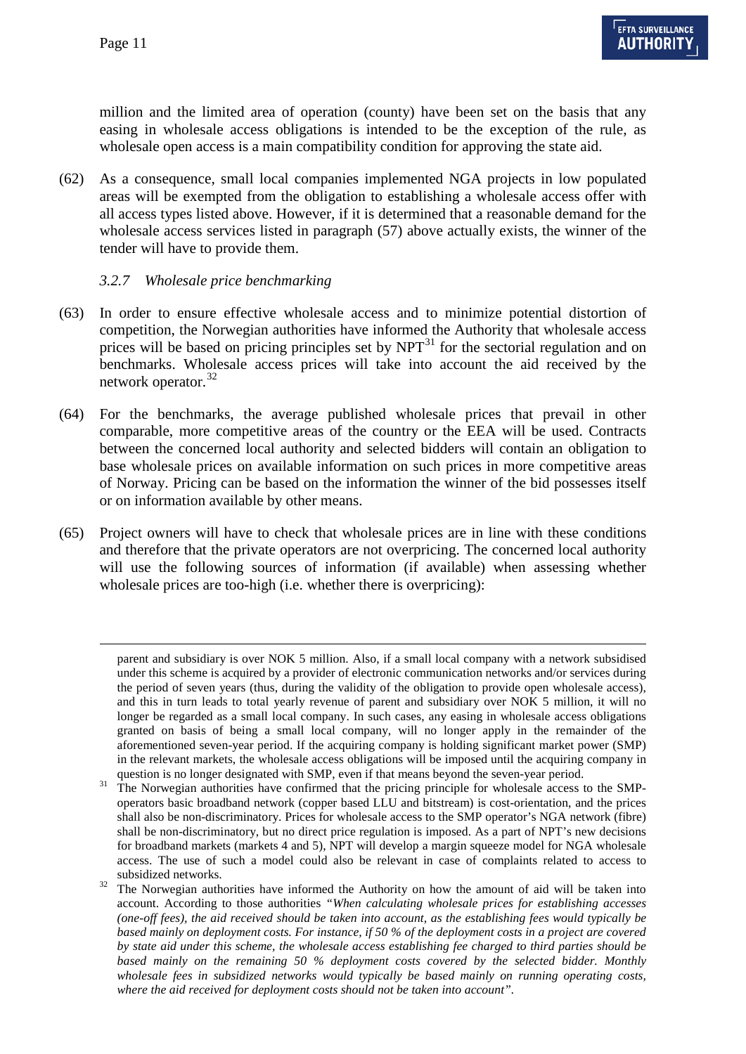million and the limited area of operation (county) have been set on the basis that any easing in wholesale access obligations is intended to be the exception of the rule, as wholesale open access is a main compatibility condition for approving the state aid.

(62) As a consequence, small local companies implemented NGA projects in low populated areas will be exempted from the obligation to establishing a wholesale access offer with all access types listed above. However, if it is determined that a reasonable demand for the wholesale access services listed in paragraph (57) above actually exists, the winner of the tender will have to provide them.

### *3.2.7 Wholesale price benchmarking*

(63) In order to ensure effective wholesale access and to minimize potential distortion of competition, the Norwegian authorities have informed the Authority that wholesale access prices will be based on pricing principles set by NPT[31] for the sectorial regulation and on benchmarks. Wholesale access prices will take into account the aid received by the network operator.[32]

(64) For the benchmarks, the average published wholesale prices that prevail in other comparable, more competitive areas of the country or the EEA will be used. Contracts between the concerned local authority and selected bidders will contain an obligation to base wholesale prices on available information on such prices in more competitive areas of Norway. Pricing can be based on the information the winner of the bid possesses itself or on information available by other means.

(65) Project owners will have to check that wholesale prices are in line with these conditions and therefore that the private operators are not overpricing. The concerned local authority will use the following sources of information (if available) when assessing whether wholesale prices are too-high (i.e. whether there is overpricing):

---

parent and subsidiary is over NOK 5 million. Also, if a small local company with a network subsidised under this scheme is acquired by a provider of electronic communication networks and/or services during the period of seven years (thus, during the validity of the obligation to provide open wholesale access), and this in turn leads to total yearly revenue of parent and subsidiary over NOK 5 million, it will no longer be regarded as a small local company. In such cases, any easing in wholesale access obligations granted on basis of being a small local company, will no longer apply in the remainder of the aforementioned seven-year period. If the acquiring company is holding significant market power (SMP) in the relevant markets, the wholesale access obligations will be imposed until the acquiring company in question is no longer designated with SMP, even if that means beyond the seven-year period.

[31] The Norwegian authorities have confirmed that the pricing principle for wholesale access to the SMP-operators basic broadband network (copper based LLU and bitstream) is cost-orientation, and the prices shall also be non-discriminatory. Prices for wholesale access to the SMP operator's NGA network (fibre) shall be non-discriminatory, but no direct price regulation is imposed. As a part of NPT's new decisions for broadband markets (markets 4 and 5), NPT will develop a margin squeeze model for NGA wholesale access. The use of such a model could also be relevant in case of complaints related to access to subsidized networks.

[32] The Norwegian authorities have informed the Authority on how the amount of aid will be taken into account. According to those authorities "*When calculating wholesale prices for establishing accesses (one-off fees), the aid received should be taken into account, as the establishing fees would typically be based mainly on deployment costs. For instance, if 50 % of the deployment costs in a project are covered by state aid under this scheme, the wholesale access establishing fee charged to third parties should be based mainly on the remaining 50 % deployment costs covered by the selected bidder. Monthly wholesale fees in subsidized networks would typically be based mainly on running operating costs, where the aid received for deployment costs should not be taken into account*".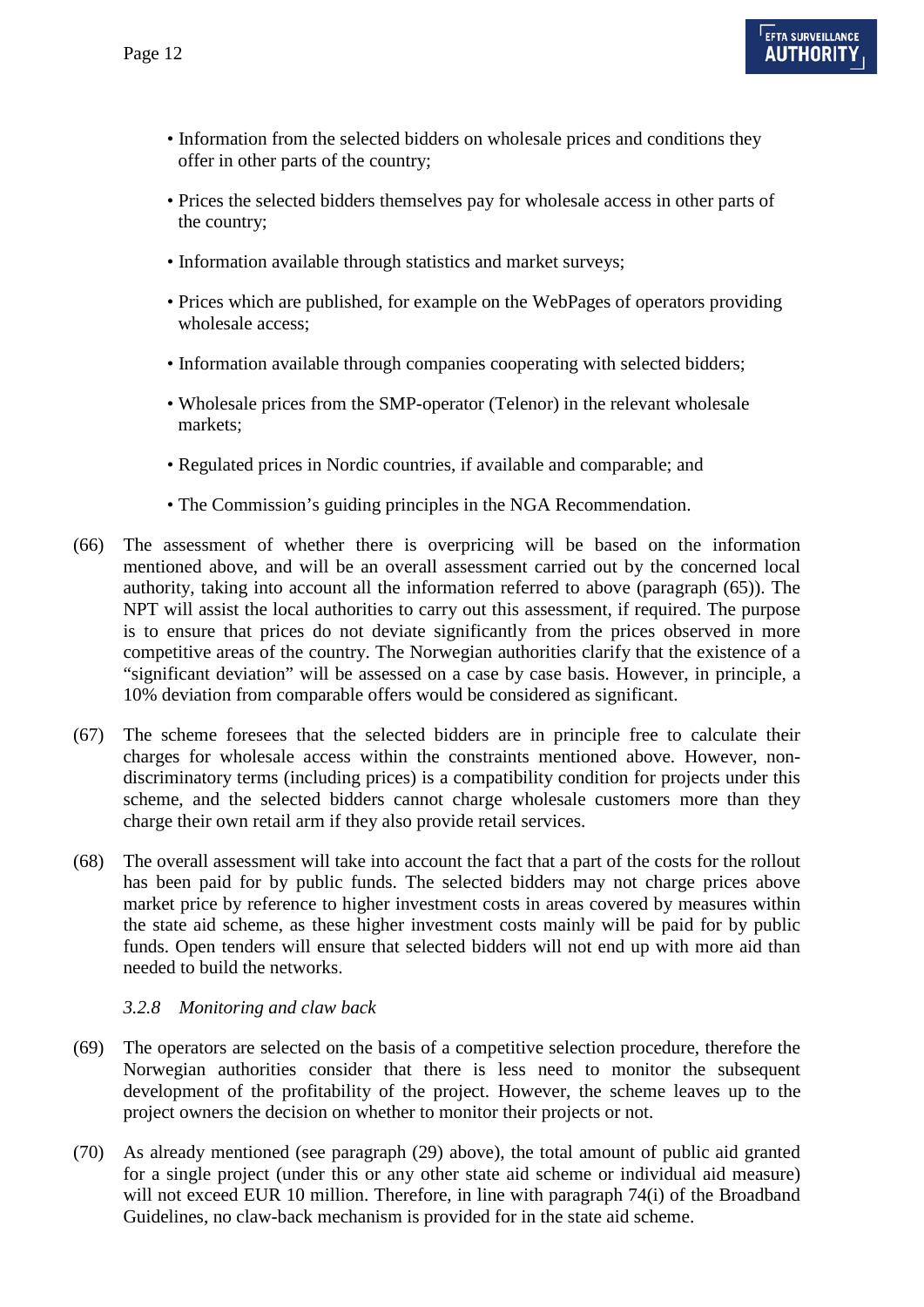- Information from the selected bidders on wholesale prices and conditions they offer in other parts of the country;
- Prices the selected bidders themselves pay for wholesale access in other parts of the country;
- Information available through statistics and market surveys;
- Prices which are published, for example on the WebPages of operators providing wholesale access;
- Information available through companies cooperating with selected bidders;
- Wholesale prices from the SMP-operator (Telenor) in the relevant wholesale markets;
- Regulated prices in Nordic countries, if available and comparable; and
- The Commission's guiding principles in the NGA Recommendation.

(66) The assessment of whether there is overpricing will be based on the information mentioned above, and will be an overall assessment carried out by the concerned local authority, taking into account all the information referred to above (paragraph (65)). The NPT will assist the local authorities to carry out this assessment, if required. The purpose is to ensure that prices do not deviate significantly from the prices observed in more competitive areas of the country. The Norwegian authorities clarify that the existence of a "significant deviation" will be assessed on a case by case basis. However, in principle, a 10% deviation from comparable offers would be considered as significant.

(67) The scheme foresees that the selected bidders are in principle free to calculate their charges for wholesale access within the constraints mentioned above. However, non-discriminatory terms (including prices) is a compatibility condition for projects under this scheme, and the selected bidders cannot charge wholesale customers more than they charge their own retail arm if they also provide retail services.

(68) The overall assessment will take into account the fact that a part of the costs for the rollout has been paid for by public funds. The selected bidders may not charge prices above market price by reference to higher investment costs in areas covered by measures within the state aid scheme, as these higher investment costs mainly will be paid for by public funds. Open tenders will ensure that selected bidders will not end up with more aid than needed to build the networks.

*3.2.8 Monitoring and claw back*

(69) The operators are selected on the basis of a competitive selection procedure, therefore the Norwegian authorities consider that there is less need to monitor the subsequent development of the profitability of the project. However, the scheme leaves up to the project owners the decision on whether to monitor their projects or not.

(70) As already mentioned (see paragraph (29) above), the total amount of public aid granted for a single project (under this or any other state aid scheme or individual aid measure) will not exceed EUR 10 million. Therefore, in line with paragraph 74(i) of the Broadband Guidelines, no claw-back mechanism is provided for in the state aid scheme.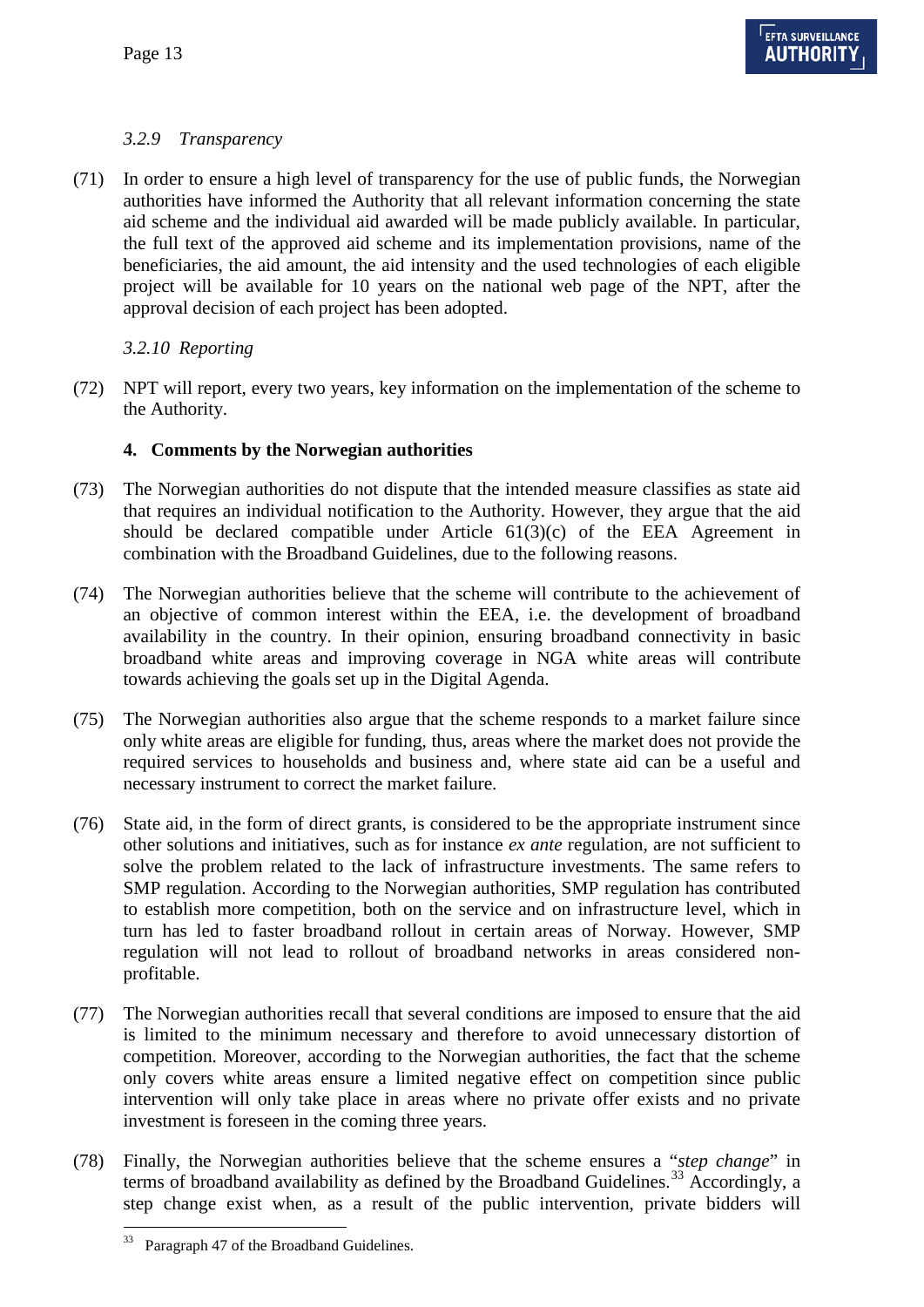#### 3.2.9 *Transparency*

(71) In order to ensure a high level of transparency for the use of public funds, the Norwegian authorities have informed the Authority that all relevant information concerning the state aid scheme and the individual aid awarded will be made publicly available. In particular, the full text of the approved aid scheme and its implementation provisions, name of the beneficiaries, the aid amount, the aid intensity and the used technologies of each eligible project will be available for 10 years on the national web page of the NPT, after the approval decision of each project has been adopted.

#### 3.2.10 *Reporting*

(72) NPT will report, every two years, key information on the implementation of the scheme to the Authority.

### 4. Comments by the Norwegian authorities

(73) The Norwegian authorities do not dispute that the intended measure classifies as state aid that requires an individual notification to the Authority. However, they argue that the aid should be declared compatible under Article 61(3)(c) of the EEA Agreement in combination with the Broadband Guidelines, due to the following reasons.

(74) The Norwegian authorities believe that the scheme will contribute to the achievement of an objective of common interest within the EEA, i.e. the development of broadband availability in the country. In their opinion, ensuring broadband connectivity in basic broadband white areas and improving coverage in NGA white areas will contribute towards achieving the goals set up in the Digital Agenda.

(75) The Norwegian authorities also argue that the scheme responds to a market failure since only white areas are eligible for funding, thus, areas where the market does not provide the required services to households and business and, where state aid can be a useful and necessary instrument to correct the market failure.

(76) State aid, in the form of direct grants, is considered to be the appropriate instrument since other solutions and initiatives, such as for instance *ex ante* regulation, are not sufficient to solve the problem related to the lack of infrastructure investments. The same refers to SMP regulation. According to the Norwegian authorities, SMP regulation has contributed to establish more competition, both on the service and on infrastructure level, which in turn has led to faster broadband rollout in certain areas of Norway. However, SMP regulation will not lead to rollout of broadband networks in areas considered non-profitable.

(77) The Norwegian authorities recall that several conditions are imposed to ensure that the aid is limited to the minimum necessary and therefore to avoid unnecessary distortion of competition. Moreover, according to the Norwegian authorities, the fact that the scheme only covers white areas ensure a limited negative effect on competition since public intervention will only take place in areas where no private offer exists and no private investment is foreseen in the coming three years.

(78) Finally, the Norwegian authorities believe that the scheme ensures a "*step change*" in terms of broadband availability as defined by the Broadband Guidelines.[33] Accordingly, a step change exist when, as a result of the public intervention, private bidders will

[33] Paragraph 47 of the Broadband Guidelines.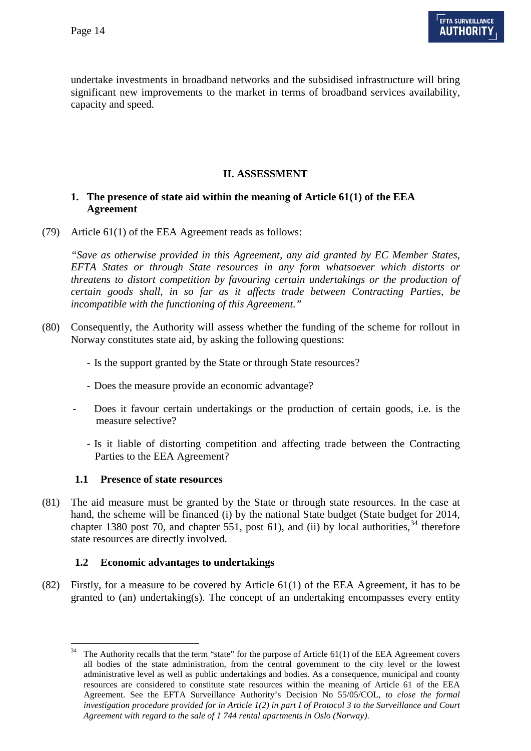undertake investments in broadband networks and the subsidised infrastructure will bring significant new improvements to the market in terms of broadband services availability, capacity and speed.

## II. ASSESSMENT

### 1. The presence of state aid within the meaning of Article 61(1) of the EEA Agreement

(79) Article 61(1) of the EEA Agreement reads as follows:

*"Save as otherwise provided in this Agreement, any aid granted by EC Member States, EFTA States or through State resources in any form whatsoever which distorts or threatens to distort competition by favouring certain undertakings or the production of certain goods shall, in so far as it affects trade between Contracting Parties, be incompatible with the functioning of this Agreement."*

(80) Consequently, the Authority will assess whether the funding of the scheme for rollout in Norway constitutes state aid, by asking the following questions:

- Is the support granted by the State or through State resources?
- Does the measure provide an economic advantage?
- Does it favour certain undertakings or the production of certain goods, i.e. is the measure selective?
- Is it liable of distorting competition and affecting trade between the Contracting Parties to the EEA Agreement?

#### 1.1 Presence of state resources

(81) The aid measure must be granted by the State or through state resources. In the case at hand, the scheme will be financed (i) by the national State budget (State budget for 2014, chapter 1380 post 70, and chapter 551, post 61), and (ii) by local authorities,[34] therefore state resources are directly involved.

#### 1.2 Economic advantages to undertakings

(82) Firstly, for a measure to be covered by Article 61(1) of the EEA Agreement, it has to be granted to (an) undertaking(s). The concept of an undertaking encompasses every entity

---

[34] The Authority recalls that the term "state" for the purpose of Article 61(1) of the EEA Agreement covers all bodies of the state administration, from the central government to the city level or the lowest administrative level as well as public undertakings and bodies. As a consequence, municipal and county resources are considered to constitute state resources within the meaning of Article 61 of the EEA Agreement. See the EFTA Surveillance Authority's Decision No 55/05/COL, *to close the formal investigation procedure provided for in Article 1(2) in part I of Protocol 3 to the Surveillance and Court Agreement with regard to the sale of 1 744 rental apartments in Oslo (Norway).*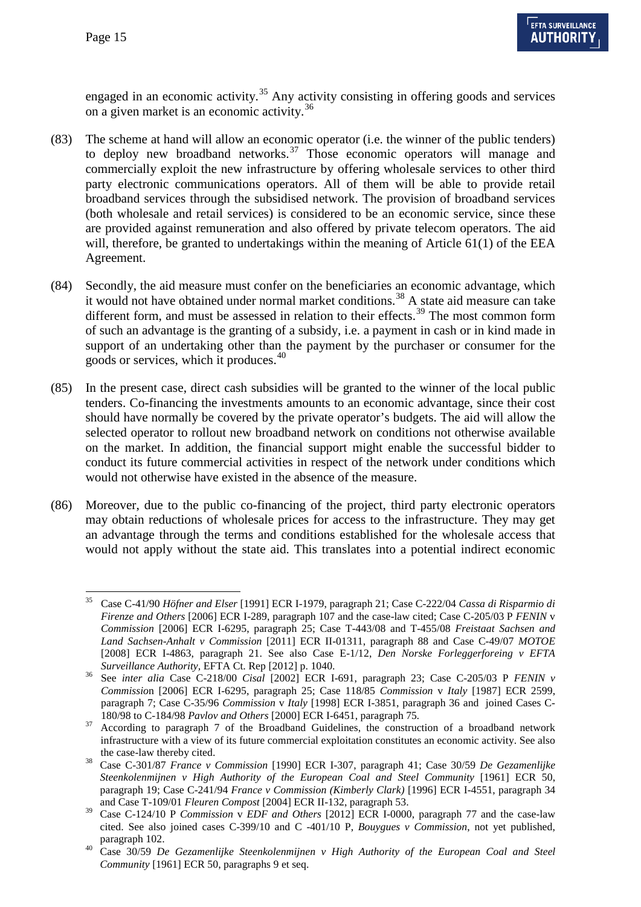engaged in an economic activity.[35] Any activity consisting in offering goods and services on a given market is an economic activity.[36]

(83) The scheme at hand will allow an economic operator (i.e. the winner of the public tenders) to deploy new broadband networks.[37] Those economic operators will manage and commercially exploit the new infrastructure by offering wholesale services to other third party electronic communications operators. All of them will be able to provide retail broadband services through the subsidised network. The provision of broadband services (both wholesale and retail services) is considered to be an economic service, since these are provided against remuneration and also offered by private telecom operators. The aid will, therefore, be granted to undertakings within the meaning of Article 61(1) of the EEA Agreement.

(84) Secondly, the aid measure must confer on the beneficiaries an economic advantage, which it would not have obtained under normal market conditions.[38] A state aid measure can take different form, and must be assessed in relation to their effects.[39] The most common form of such an advantage is the granting of a subsidy, i.e. a payment in cash or in kind made in support of an undertaking other than the payment by the purchaser or consumer for the goods or services, which it produces.[40]

(85) In the present case, direct cash subsidies will be granted to the winner of the local public tenders. Co-financing the investments amounts to an economic advantage, since their cost should have normally be covered by the private operator's budgets. The aid will allow the selected operator to rollout new broadband network on conditions not otherwise available on the market. In addition, the financial support might enable the successful bidder to conduct its future commercial activities in respect of the network under conditions which would not otherwise have existed in the absence of the measure.

(86) Moreover, due to the public co-financing of the project, third party electronic operators may obtain reductions of wholesale prices for access to the infrastructure. They may get an advantage through the terms and conditions established for the wholesale access that would not apply without the state aid. This translates into a potential indirect economic

---

[35] Case C-41/90 *Höfner and Elser* [1991] ECR I-1979, paragraph 21; Case C-222/04 *Cassa di Risparmio di Firenze and Others* [2006] ECR I-289, paragraph 107 and the case-law cited; Case C-205/03 P *FENIN* v *Commission* [2006] ECR I-6295, paragraph 25; Case T-443/08 and T-455/08 *Freistaat Sachsen and Land Sachsen-Anhalt v Commission* [2011] ECR II-01311, paragraph 88 and Case C-49/07 *MOTOE* [2008] ECR I-4863, paragraph 21. See also Case E-1/12, *Den Norske Forleggerforeing v EFTA Surveillance Authority*, EFTA Ct. Rep [2012] p. 1040.

[36] See *inter alia* Case C-218/00 *Cisal* [2002] ECR I-691, paragraph 23; Case C-205/03 P *FENIN v Commission* [2006] ECR I-6295, paragraph 25; Case 118/85 *Commission* v *Italy* [1987] ECR 2599, paragraph 7; Case C-35/96 *Commission* v *Italy* [1998] ECR I-3851, paragraph 36 and joined Cases C-180/98 to C-184/98 *Pavlov and Others* [2000] ECR I-6451, paragraph 75.

[37] According to paragraph 7 of the Broadband Guidelines, the construction of a broadband network infrastructure with a view of its future commercial exploitation constitutes an economic activity. See also the case-law thereby cited.

[38] Case C-301/87 *France v Commission* [1990] ECR I-307, paragraph 41; Case 30/59 *De Gezamenlijke Steenkolenmijnen v High Authority of the European Coal and Steel Community* [1961] ECR 50, paragraph 19; Case C-241/94 *France v Commission (Kimberly Clark)* [1996] ECR I-4551, paragraph 34 and Case T-109/01 *Fleuren Compost* [2004] ECR II-132, paragraph 53.

[39] Case C-124/10 P *Commission* v *EDF and Others* [2012] ECR I-0000, paragraph 77 and the case-law cited. See also joined cases C-399/10 and C -401/10 P, *Bouygues v Commission*, not yet published, paragraph 102.

[40] Case 30/59 *De Gezamenlijke Steenkolenmijnen v High Authority of the European Coal and Steel Community* [1961] ECR 50, paragraphs 9 et seq.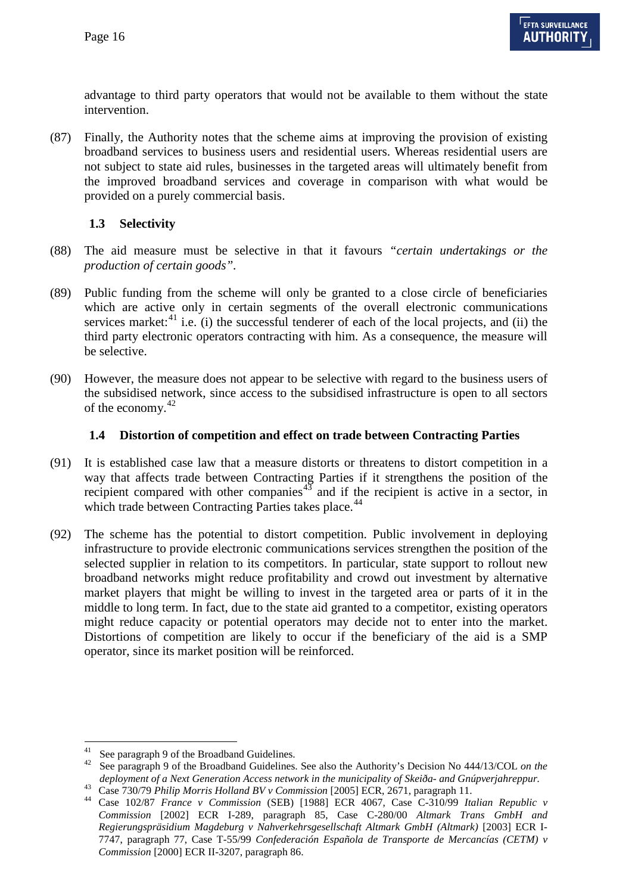advantage to third party operators that would not be available to them without the state intervention.

(87) Finally, the Authority notes that the scheme aims at improving the provision of existing broadband services to business users and residential users. Whereas residential users are not subject to state aid rules, businesses in the targeted areas will ultimately benefit from the improved broadband services and coverage in comparison with what would be provided on a purely commercial basis.

### 1.3 Selectivity

(88) The aid measure must be selective in that it favours *"certain undertakings or the production of certain goods"*.

(89) Public funding from the scheme will only be granted to a close circle of beneficiaries which are active only in certain segments of the overall electronic communications services market:[41] i.e. (i) the successful tenderer of each of the local projects, and (ii) the third party electronic operators contracting with him. As a consequence, the measure will be selective.

(90) However, the measure does not appear to be selective with regard to the business users of the subsidised network, since access to the subsidised infrastructure is open to all sectors of the economy.[42]

### 1.4 Distortion of competition and effect on trade between Contracting Parties

(91) It is established case law that a measure distorts or threatens to distort competition in a way that affects trade between Contracting Parties if it strengthens the position of the recipient compared with other companies[43] and if the recipient is active in a sector, in which trade between Contracting Parties takes place.[44]

(92) The scheme has the potential to distort competition. Public involvement in deploying infrastructure to provide electronic communications services strengthen the position of the selected supplier in relation to its competitors. In particular, state support to rollout new broadband networks might reduce profitability and crowd out investment by alternative market players that might be willing to invest in the targeted area or parts of it in the middle to long term. In fact, due to the state aid granted to a competitor, existing operators might reduce capacity or potential operators may decide not to enter into the market. Distortions of competition are likely to occur if the beneficiary of the aid is a SMP operator, since its market position will be reinforced.

---

[41] See paragraph 9 of the Broadband Guidelines.

[42] See paragraph 9 of the Broadband Guidelines. See also the Authority's Decision No 444/13/COL *on the deployment of a Next Generation Access network in the municipality of Skeiða- and Gnúpverjahreppur.*

[43] Case 730/79 *Philip Morris Holland BV v Commission* [2005] ECR, 2671, paragraph 11.

[44] Case 102/87 *France v Commission* (SEB) [1988] ECR 4067, Case C-310/99 *Italian Republic v Commission* [2002] ECR I-289, paragraph 85, Case C-280/00 *Altmark Trans GmbH and Regierungspräsidium Magdeburg v Nahverkehrsgesellschaft Altmark GmbH (Altmark)* [2003] ECR I-7747, paragraph 77, Case T-55/99 *Confederación Española de Transporte de Mercancías (CETM) v Commission* [2000] ECR II-3207, paragraph 86.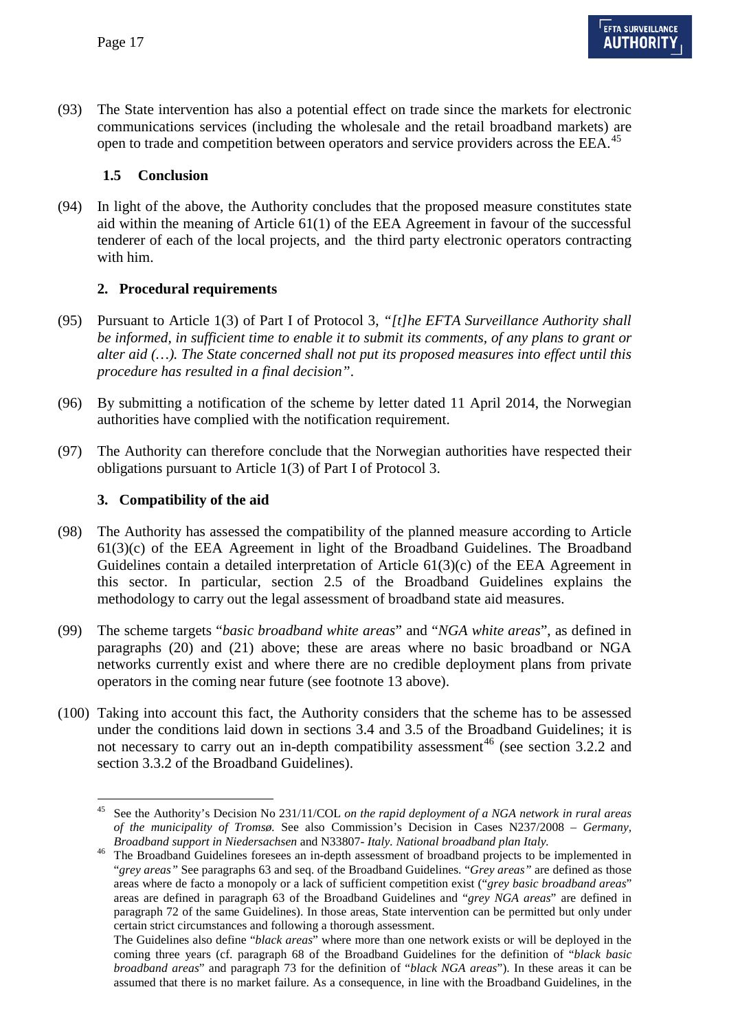(93) The State intervention has also a potential effect on trade since the markets for electronic communications services (including the wholesale and the retail broadband markets) are open to trade and competition between operators and service providers across the EEA.[45]

### 1.5 Conclusion

(94) In light of the above, the Authority concludes that the proposed measure constitutes state aid within the meaning of Article 61(1) of the EEA Agreement in favour of the successful tenderer of each of the local projects, and the third party electronic operators contracting with him.

## 2. Procedural requirements

(95) Pursuant to Article 1(3) of Part I of Protocol 3, *"[t]he EFTA Surveillance Authority shall be informed, in sufficient time to enable it to submit its comments, of any plans to grant or alter aid (…). The State concerned shall not put its proposed measures into effect until this procedure has resulted in a final decision"*.

(96) By submitting a notification of the scheme by letter dated 11 April 2014, the Norwegian authorities have complied with the notification requirement.

(97) The Authority can therefore conclude that the Norwegian authorities have respected their obligations pursuant to Article 1(3) of Part I of Protocol 3.

## 3. Compatibility of the aid

(98) The Authority has assessed the compatibility of the planned measure according to Article 61(3)(c) of the EEA Agreement in light of the Broadband Guidelines. The Broadband Guidelines contain a detailed interpretation of Article 61(3)(c) of the EEA Agreement in this sector. In particular, section 2.5 of the Broadband Guidelines explains the methodology to carry out the legal assessment of broadband state aid measures.

(99) The scheme targets "*basic broadband white areas*" and "*NGA white areas*", as defined in paragraphs (20) and (21) above; these are areas where no basic broadband or NGA networks currently exist and where there are no credible deployment plans from private operators in the coming near future (see footnote 13 above).

(100) Taking into account this fact, the Authority considers that the scheme has to be assessed under the conditions laid down in sections 3.4 and 3.5 of the Broadband Guidelines; it is not necessary to carry out an in-depth compatibility assessment[46] (see section 3.2.2 and section 3.3.2 of the Broadband Guidelines).

---

[45] See the Authority's Decision No 231/11/COL *on the rapid deployment of a NGA network in rural areas of the municipality of Tromsø.* See also Commission's Decision in Cases N237/2008 – *Germany, Broadband support in Niedersachsen* and N33807- *Italy. National broadband plan Italy.*

[46] The Broadband Guidelines foresees an in-depth assessment of broadband projects to be implemented in "*grey areas"* See paragraphs 63 and seq. of the Broadband Guidelines. "*Grey areas"* are defined as those areas where de facto a monopoly or a lack of sufficient competition exist ("*grey basic broadband areas*" areas are defined in paragraph 63 of the Broadband Guidelines and "*grey NGA areas*" are defined in paragraph 72 of the same Guidelines). In those areas, State intervention can be permitted but only under certain strict circumstances and following a thorough assessment.
The Guidelines also define "*black areas*" where more than one network exists or will be deployed in the coming three years (cf. paragraph 68 of the Broadband Guidelines for the definition of "*black basic broadband areas*" and paragraph 73 for the definition of "*black NGA areas*"). In these areas it can be assumed that there is no market failure. As a consequence, in line with the Broadband Guidelines, in the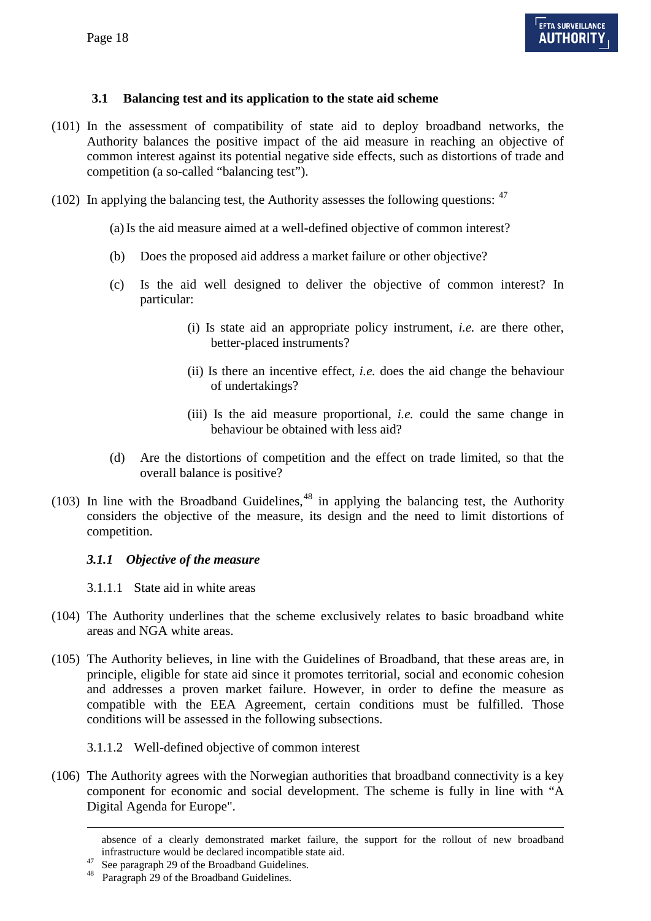### 3.1 Balancing test and its application to the state aid scheme

(101) In the assessment of compatibility of state aid to deploy broadband networks, the Authority balances the positive impact of the aid measure in reaching an objective of common interest against its potential negative side effects, such as distortions of trade and competition (a so-called "balancing test").

(102) In applying the balancing test, the Authority assesses the following questions: [47]

(a) Is the aid measure aimed at a well-defined objective of common interest?

(b) Does the proposed aid address a market failure or other objective?

(c) Is the aid well designed to deliver the objective of common interest? In particular:

(i) Is state aid an appropriate policy instrument, *i.e.* are there other, better-placed instruments?

(ii) Is there an incentive effect, *i.e.* does the aid change the behaviour of undertakings?

(iii) Is the aid measure proportional, *i.e.* could the same change in behaviour be obtained with less aid?

(d) Are the distortions of competition and the effect on trade limited, so that the overall balance is positive?

(103) In line with the Broadband Guidelines,[48] in applying the balancing test, the Authority considers the objective of the measure, its design and the need to limit distortions of competition.

#### *3.1.1 Objective of the measure*

3.1.1.1 State aid in white areas

(104) The Authority underlines that the scheme exclusively relates to basic broadband white areas and NGA white areas.

(105) The Authority believes, in line with the Guidelines of Broadband, that these areas are, in principle, eligible for state aid since it promotes territorial, social and economic cohesion and addresses a proven market failure. However, in order to define the measure as compatible with the EEA Agreement, certain conditions must be fulfilled. Those conditions will be assessed in the following subsections.

3.1.1.2 Well-defined objective of common interest

(106) The Authority agrees with the Norwegian authorities that broadband connectivity is a key component for economic and social development. The scheme is fully in line with "A Digital Agenda for Europe".

---

absence of a clearly demonstrated market failure, the support for the rollout of new broadband infrastructure would be declared incompatible state aid.

[47] See paragraph 29 of the Broadband Guidelines.

[48] Paragraph 29 of the Broadband Guidelines.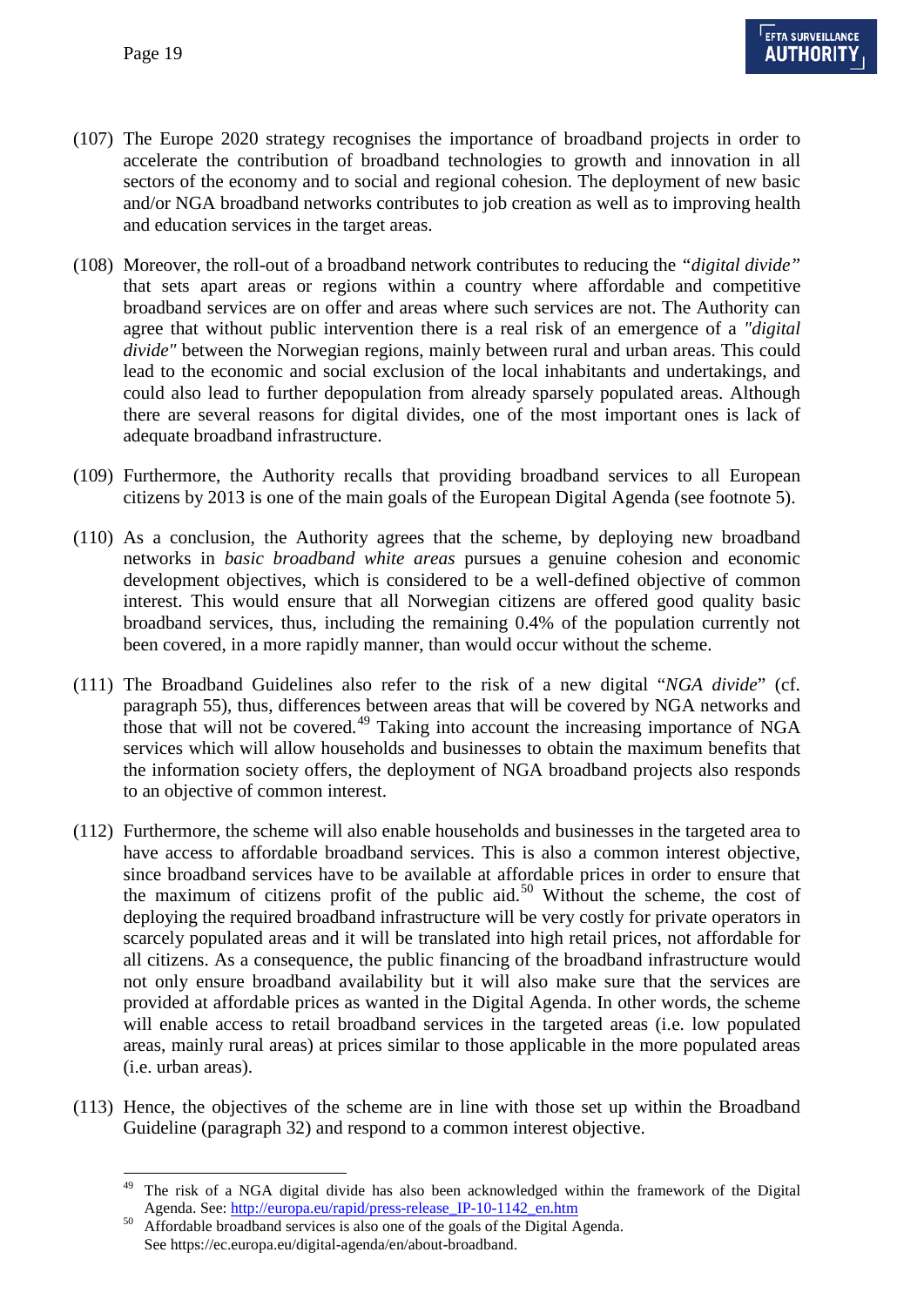(107) The Europe 2020 strategy recognises the importance of broadband projects in order to accelerate the contribution of broadband technologies to growth and innovation in all sectors of the economy and to social and regional cohesion. The deployment of new basic and/or NGA broadband networks contributes to job creation as well as to improving health and education services in the target areas.

(108) Moreover, the roll-out of a broadband network contributes to reducing the *"digital divide"* that sets apart areas or regions within a country where affordable and competitive broadband services are on offer and areas where such services are not. The Authority can agree that without public intervention there is a real risk of an emergence of a *"digital divide"* between the Norwegian regions, mainly between rural and urban areas. This could lead to the economic and social exclusion of the local inhabitants and undertakings, and could also lead to further depopulation from already sparsely populated areas. Although there are several reasons for digital divides, one of the most important ones is lack of adequate broadband infrastructure.

(109) Furthermore, the Authority recalls that providing broadband services to all European citizens by 2013 is one of the main goals of the European Digital Agenda (see footnote 5).

(110) As a conclusion, the Authority agrees that the scheme, by deploying new broadband networks in *basic broadband white areas* pursues a genuine cohesion and economic development objectives, which is considered to be a well-defined objective of common interest. This would ensure that all Norwegian citizens are offered good quality basic broadband services, thus, including the remaining 0.4% of the population currently not been covered, in a more rapidly manner, than would occur without the scheme.

(111) The Broadband Guidelines also refer to the risk of a new digital "*NGA divide*" (cf. paragraph 55), thus, differences between areas that will be covered by NGA networks and those that will not be covered.[49] Taking into account the increasing importance of NGA services which will allow households and businesses to obtain the maximum benefits that the information society offers, the deployment of NGA broadband projects also responds to an objective of common interest.

(112) Furthermore, the scheme will also enable households and businesses in the targeted area to have access to affordable broadband services. This is also a common interest objective, since broadband services have to be available at affordable prices in order to ensure that the maximum of citizens profit of the public aid.[50] Without the scheme, the cost of deploying the required broadband infrastructure will be very costly for private operators in scarcely populated areas and it will be translated into high retail prices, not affordable for all citizens. As a consequence, the public financing of the broadband infrastructure would not only ensure broadband availability but it will also make sure that the services are provided at affordable prices as wanted in the Digital Agenda. In other words, the scheme will enable access to retail broadband services in the targeted areas (i.e. low populated areas, mainly rural areas) at prices similar to those applicable in the more populated areas (i.e. urban areas).

(113) Hence, the objectives of the scheme are in line with those set up within the Broadband Guideline (paragraph 32) and respond to a common interest objective.

---

[49] The risk of a NGA digital divide has also been acknowledged within the framework of the Digital Agenda. See: http://europa.eu/rapid/press-release_IP-10-1142_en.htm

[50] Affordable broadband services is also one of the goals of the Digital Agenda. See https://ec.europa.eu/digital-agenda/en/about-broadband.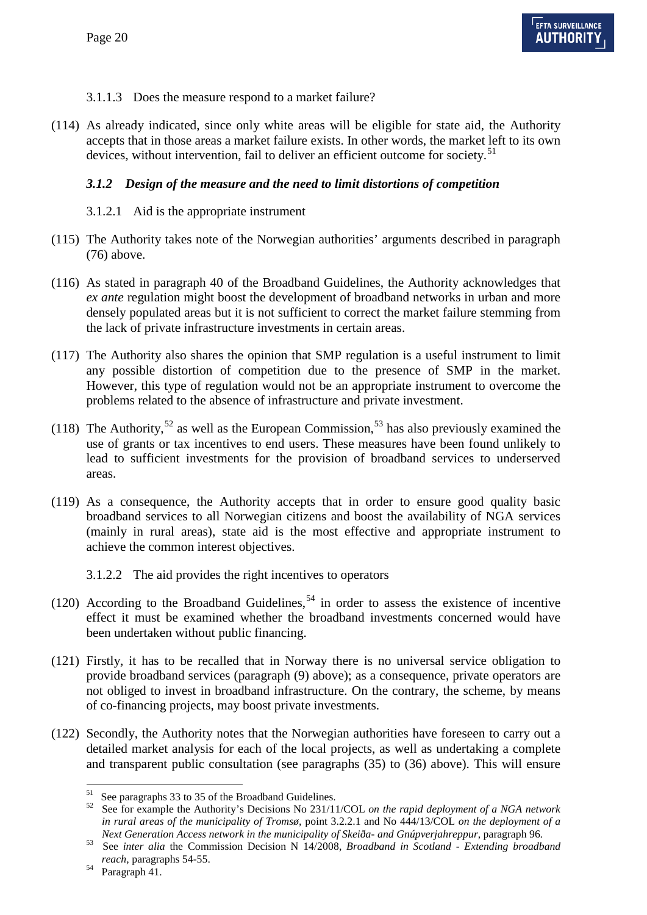3.1.1.3 Does the measure respond to a market failure?

(114) As already indicated, since only white areas will be eligible for state aid, the Authority accepts that in those areas a market failure exists. In other words, the market left to its own devices, without intervention, fail to deliver an efficient outcome for society.[51]

### *3.1.2 Design of the measure and the need to limit distortions of competition*

3.1.2.1 Aid is the appropriate instrument

(115) The Authority takes note of the Norwegian authorities' arguments described in paragraph (76) above.

(116) As stated in paragraph 40 of the Broadband Guidelines, the Authority acknowledges that *ex ante* regulation might boost the development of broadband networks in urban and more densely populated areas but it is not sufficient to correct the market failure stemming from the lack of private infrastructure investments in certain areas.

(117) The Authority also shares the opinion that SMP regulation is a useful instrument to limit any possible distortion of competition due to the presence of SMP in the market. However, this type of regulation would not be an appropriate instrument to overcome the problems related to the absence of infrastructure and private investment.

(118) The Authority,[52] as well as the European Commission,[53] has also previously examined the use of grants or tax incentives to end users. These measures have been found unlikely to lead to sufficient investments for the provision of broadband services to underserved areas.

(119) As a consequence, the Authority accepts that in order to ensure good quality basic broadband services to all Norwegian citizens and boost the availability of NGA services (mainly in rural areas), state aid is the most effective and appropriate instrument to achieve the common interest objectives.

3.1.2.2 The aid provides the right incentives to operators

(120) According to the Broadband Guidelines,[54] in order to assess the existence of incentive effect it must be examined whether the broadband investments concerned would have been undertaken without public financing.

(121) Firstly, it has to be recalled that in Norway there is no universal service obligation to provide broadband services (paragraph (9) above); as a consequence, private operators are not obliged to invest in broadband infrastructure. On the contrary, the scheme, by means of co-financing projects, may boost private investments.

(122) Secondly, the Authority notes that the Norwegian authorities have foreseen to carry out a detailed market analysis for each of the local projects, as well as undertaking a complete and transparent public consultation (see paragraphs (35) to (36) above). This will ensure

---

[51] See paragraphs 33 to 35 of the Broadband Guidelines.

[52] See for example the Authority's Decisions No 231/11/COL *on the rapid deployment of a NGA network in rural areas of the municipality of Tromsø*, point 3.2.2.1 and No 444/13/COL *on the deployment of a Next Generation Access network in the municipality of Skeiða- and Gnúpverjahreppur*, paragraph 96.

[53] See *inter alia* the Commission Decision N 14/2008, *Broadband in Scotland - Extending broadband reach*, paragraphs 54-55.

[54] Paragraph 41.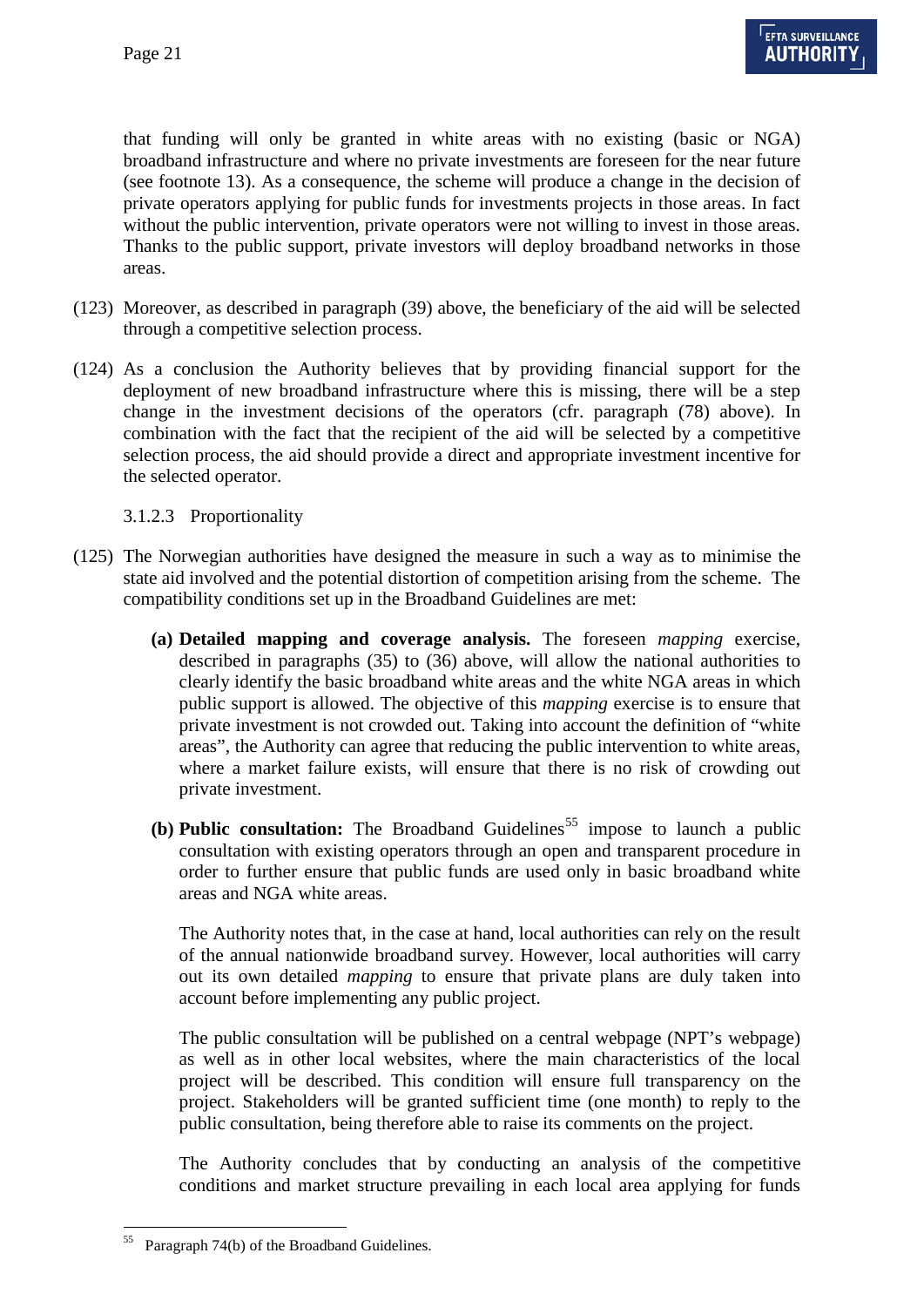that funding will only be granted in white areas with no existing (basic or NGA) broadband infrastructure and where no private investments are foreseen for the near future (see footnote 13). As a consequence, the scheme will produce a change in the decision of private operators applying for public funds for investments projects in those areas. In fact without the public intervention, private operators were not willing to invest in those areas. Thanks to the public support, private investors will deploy broadband networks in those areas.

(123) Moreover, as described in paragraph (39) above, the beneficiary of the aid will be selected through a competitive selection process.

(124) As a conclusion the Authority believes that by providing financial support for the deployment of new broadband infrastructure where this is missing, there will be a step change in the investment decisions of the operators (cfr. paragraph (78) above). In combination with the fact that the recipient of the aid will be selected by a competitive selection process, the aid should provide a direct and appropriate investment incentive for the selected operator.

3.1.2.3 Proportionality

(125) The Norwegian authorities have designed the measure in such a way as to minimise the state aid involved and the potential distortion of competition arising from the scheme. The compatibility conditions set up in the Broadband Guidelines are met:

**(a) Detailed mapping and coverage analysis.** The foreseen *mapping* exercise, described in paragraphs (35) to (36) above, will allow the national authorities to clearly identify the basic broadband white areas and the white NGA areas in which public support is allowed. The objective of this *mapping* exercise is to ensure that private investment is not crowded out. Taking into account the definition of "white areas", the Authority can agree that reducing the public intervention to white areas, where a market failure exists, will ensure that there is no risk of crowding out private investment.

**(b) Public consultation:** The Broadband Guidelines[55] impose to launch a public consultation with existing operators through an open and transparent procedure in order to further ensure that public funds are used only in basic broadband white areas and NGA white areas.

The Authority notes that, in the case at hand, local authorities can rely on the result of the annual nationwide broadband survey. However, local authorities will carry out its own detailed *mapping* to ensure that private plans are duly taken into account before implementing any public project.

The public consultation will be published on a central webpage (NPT's webpage) as well as in other local websites, where the main characteristics of the local project will be described. This condition will ensure full transparency on the project. Stakeholders will be granted sufficient time (one month) to reply to the public consultation, being therefore able to raise its comments on the project.

The Authority concludes that by conducting an analysis of the competitive conditions and market structure prevailing in each local area applying for funds

---

[55] Paragraph 74(b) of the Broadband Guidelines.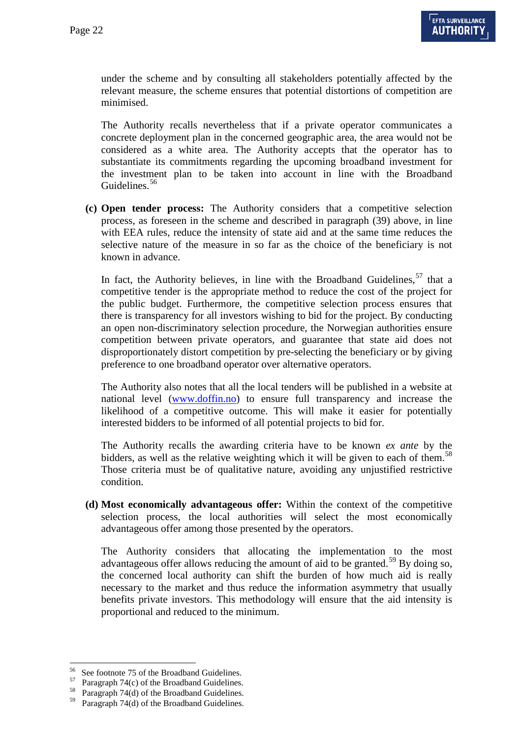under the scheme and by consulting all stakeholders potentially affected by the relevant measure, the scheme ensures that potential distortions of competition are minimised.

The Authority recalls nevertheless that if a private operator communicates a concrete deployment plan in the concerned geographic area, the area would not be considered as a white area. The Authority accepts that the operator has to substantiate its commitments regarding the upcoming broadband investment for the investment plan to be taken into account in line with the Broadband Guidelines.[56]

**(c) Open tender process:** The Authority considers that a competitive selection process, as foreseen in the scheme and described in paragraph (39) above, in line with EEA rules, reduce the intensity of state aid and at the same time reduces the selective nature of the measure in so far as the choice of the beneficiary is not known in advance.

In fact, the Authority believes, in line with the Broadband Guidelines,[57] that a competitive tender is the appropriate method to reduce the cost of the project for the public budget. Furthermore, the competitive selection process ensures that there is transparency for all investors wishing to bid for the project. By conducting an open non-discriminatory selection procedure, the Norwegian authorities ensure competition between private operators, and guarantee that state aid does not disproportionately distort competition by pre-selecting the beneficiary or by giving preference to one broadband operator over alternative operators.

The Authority also notes that all the local tenders will be published in a website at national level (www.doffin.no) to ensure full transparency and increase the likelihood of a competitive outcome. This will make it easier for potentially interested bidders to be informed of all potential projects to bid for.

The Authority recalls the awarding criteria have to be known *ex ante* by the bidders, as well as the relative weighting which it will be given to each of them.[58] Those criteria must be of qualitative nature, avoiding any unjustified restrictive condition.

**(d) Most economically advantageous offer:** Within the context of the competitive selection process, the local authorities will select the most economically advantageous offer among those presented by the operators.

The Authority considers that allocating the implementation to the most advantageous offer allows reducing the amount of aid to be granted.[59] By doing so, the concerned local authority can shift the burden of how much aid is really necessary to the market and thus reduce the information asymmetry that usually benefits private investors. This methodology will ensure that the aid intensity is proportional and reduced to the minimum.

---

[56] See footnote 75 of the Broadband Guidelines.
[57] Paragraph 74(c) of the Broadband Guidelines.
[58] Paragraph 74(d) of the Broadband Guidelines.
[59] Paragraph 74(d) of the Broadband Guidelines.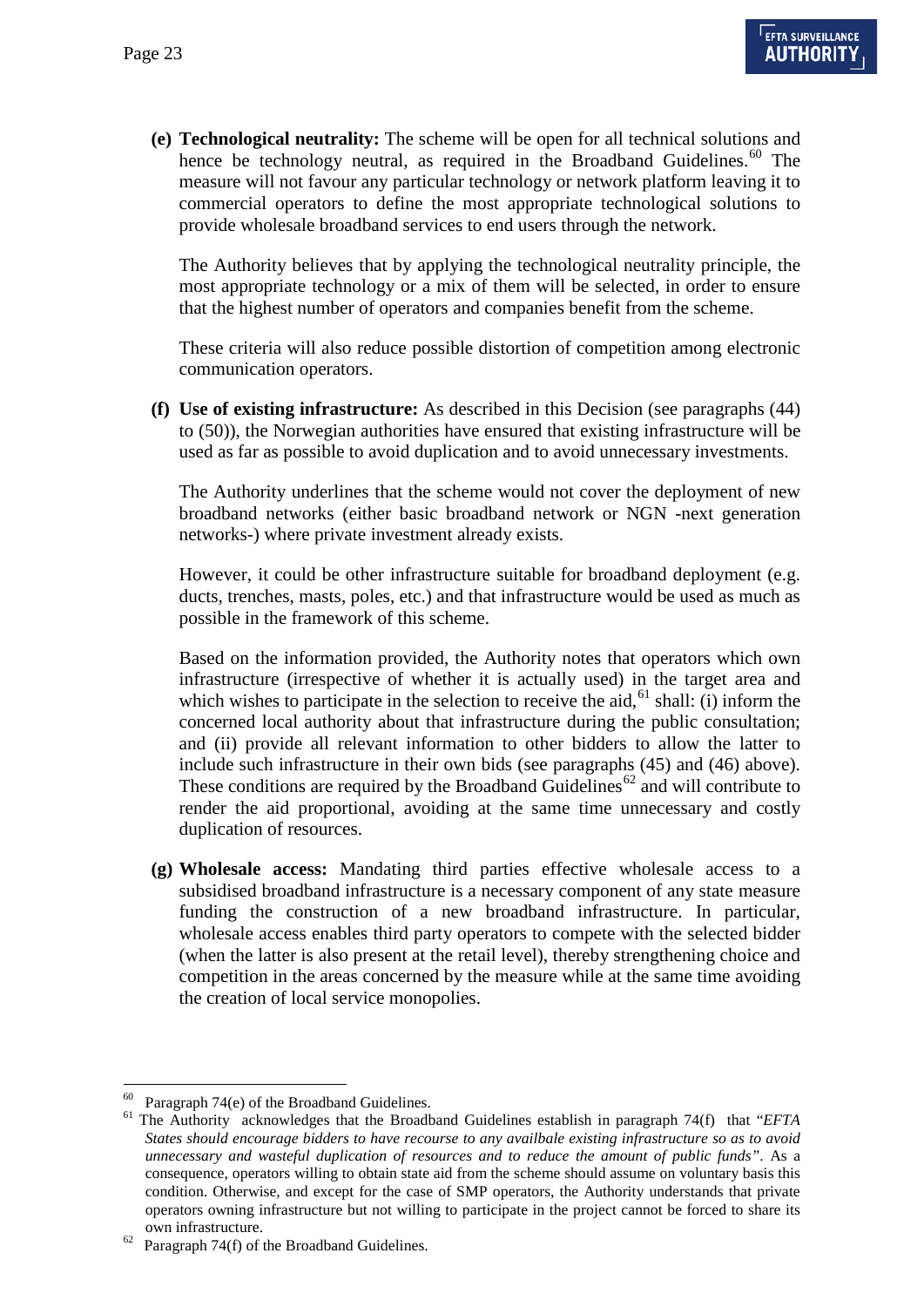(e) **Technological neutrality:** The scheme will be open for all technical solutions and hence be technology neutral, as required in the Broadband Guidelines.[60] The measure will not favour any particular technology or network platform leaving it to commercial operators to define the most appropriate technological solutions to provide wholesale broadband services to end users through the network.

The Authority believes that by applying the technological neutrality principle, the most appropriate technology or a mix of them will be selected, in order to ensure that the highest number of operators and companies benefit from the scheme.

These criteria will also reduce possible distortion of competition among electronic communication operators.

(f) **Use of existing infrastructure:** As described in this Decision (see paragraphs (44) to (50)), the Norwegian authorities have ensured that existing infrastructure will be used as far as possible to avoid duplication and to avoid unnecessary investments.

The Authority underlines that the scheme would not cover the deployment of new broadband networks (either basic broadband network or NGN -next generation networks-) where private investment already exists.

However, it could be other infrastructure suitable for broadband deployment (e.g. ducts, trenches, masts, poles, etc.) and that infrastructure would be used as much as possible in the framework of this scheme.

Based on the information provided, the Authority notes that operators which own infrastructure (irrespective of whether it is actually used) in the target area and which wishes to participate in the selection to receive the aid,[61] shall: (i) inform the concerned local authority about that infrastructure during the public consultation; and (ii) provide all relevant information to other bidders to allow the latter to include such infrastructure in their own bids (see paragraphs (45) and (46) above). These conditions are required by the Broadband Guidelines[62] and will contribute to render the aid proportional, avoiding at the same time unnecessary and costly duplication of resources.

(g) **Wholesale access:** Mandating third parties effective wholesale access to a subsidised broadband infrastructure is a necessary component of any state measure funding the construction of a new broadband infrastructure. In particular, wholesale access enables third party operators to compete with the selected bidder (when the latter is also present at the retail level), thereby strengthening choice and competition in the areas concerned by the measure while at the same time avoiding the creation of local service monopolies.

---

[60] Paragraph 74(e) of the Broadband Guidelines.

[61] The Authority acknowledges that the Broadband Guidelines establish in paragraph 74(f) that "*EFTA States should encourage bidders to have recourse to any availbale existing infrastructure so as to avoid unnecessary and wasteful duplication of resources and to reduce the amount of public funds*". As a consequence, operators willing to obtain state aid from the scheme should assume on voluntary basis this condition. Otherwise, and except for the case of SMP operators, the Authority understands that private operators owning infrastructure but not willing to participate in the project cannot be forced to share its own infrastructure.

[62] Paragraph 74(f) of the Broadband Guidelines.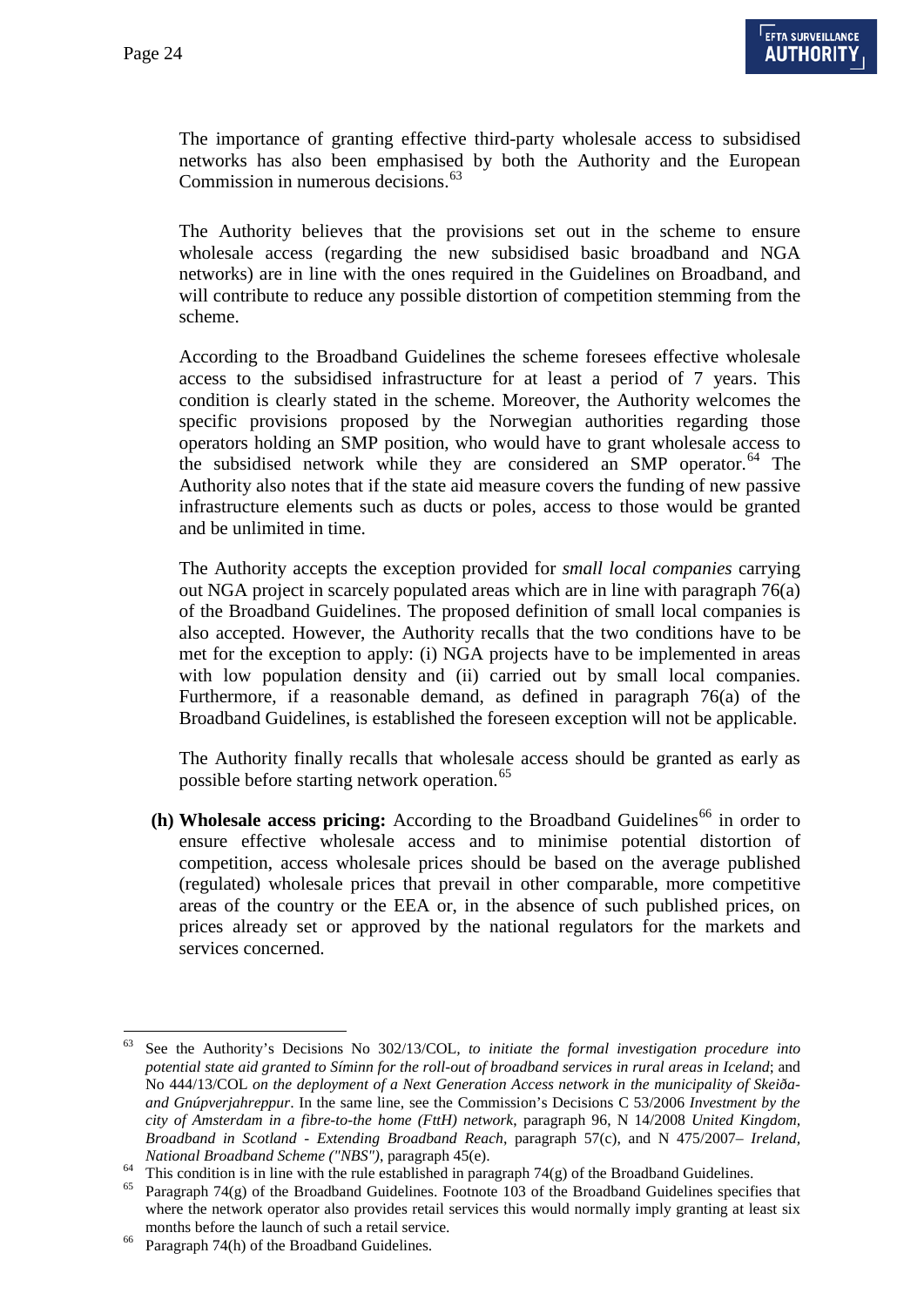The importance of granting effective third-party wholesale access to subsidised networks has also been emphasised by both the Authority and the European Commission in numerous decisions.[63]

The Authority believes that the provisions set out in the scheme to ensure wholesale access (regarding the new subsidised basic broadband and NGA networks) are in line with the ones required in the Guidelines on Broadband, and will contribute to reduce any possible distortion of competition stemming from the scheme.

According to the Broadband Guidelines the scheme foresees effective wholesale access to the subsidised infrastructure for at least a period of 7 years. This condition is clearly stated in the scheme. Moreover, the Authority welcomes the specific provisions proposed by the Norwegian authorities regarding those operators holding an SMP position, who would have to grant wholesale access to the subsidised network while they are considered an SMP operator.[64] The Authority also notes that if the state aid measure covers the funding of new passive infrastructure elements such as ducts or poles, access to those would be granted and be unlimited in time.

The Authority accepts the exception provided for *small local companies* carrying out NGA project in scarcely populated areas which are in line with paragraph 76(a) of the Broadband Guidelines. The proposed definition of small local companies is also accepted. However, the Authority recalls that the two conditions have to be met for the exception to apply: (i) NGA projects have to be implemented in areas with low population density and (ii) carried out by small local companies. Furthermore, if a reasonable demand, as defined in paragraph 76(a) of the Broadband Guidelines, is established the foreseen exception will not be applicable.

The Authority finally recalls that wholesale access should be granted as early as possible before starting network operation.[65]

(h) **Wholesale access pricing:** According to the Broadband Guidelines[66] in order to ensure effective wholesale access and to minimise potential distortion of competition, access wholesale prices should be based on the average published (regulated) wholesale prices that prevail in other comparable, more competitive areas of the country or the EEA or, in the absence of such published prices, on prices already set or approved by the national regulators for the markets and services concerned.

---

[63] See the Authority's Decisions No 302/13/COL, *to initiate the formal investigation procedure into potential state aid granted to Síminn for the roll-out of broadband services in rural areas in Iceland*; and No 444/13/COL *on the deployment of a Next Generation Access network in the municipality of Skeiða- and Gnúpverjahreppur*. In the same line, see the Commission's Decisions C 53/2006 *Investment by the city of Amsterdam in a fibre-to-the home (FttH) network*, paragraph 96, N 14/2008 *United Kingdom, Broadband in Scotland - Extending Broadband Reach*, paragraph 57(c), and N 475/2007– *Ireland, National Broadband Scheme ("NBS")*, paragraph 45(e).

[64] This condition is in line with the rule established in paragraph 74(g) of the Broadband Guidelines.

[65] Paragraph 74(g) of the Broadband Guidelines. Footnote 103 of the Broadband Guidelines specifies that where the network operator also provides retail services this would normally imply granting at least six months before the launch of such a retail service.

[66] Paragraph 74(h) of the Broadband Guidelines.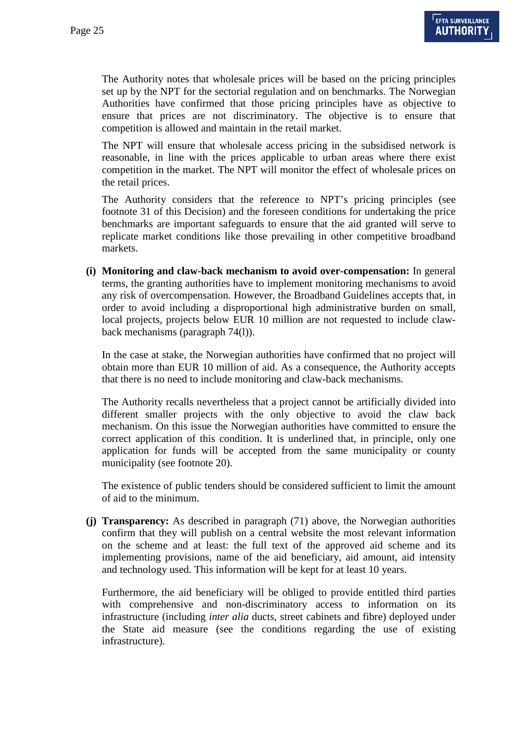The Authority notes that wholesale prices will be based on the pricing principles set up by the NPT for the sectorial regulation and on benchmarks. The Norwegian Authorities have confirmed that those pricing principles have as objective to ensure that prices are not discriminatory. The objective is to ensure that competition is allowed and maintain in the retail market.

The NPT will ensure that wholesale access pricing in the subsidised network is reasonable, in line with the prices applicable to urban areas where there exist competition in the market. The NPT will monitor the effect of wholesale prices on the retail prices.

The Authority considers that the reference to NPT's pricing principles (see footnote 31 of this Decision) and the foreseen conditions for undertaking the price benchmarks are important safeguards to ensure that the aid granted will serve to replicate market conditions like those prevailing in other competitive broadband markets.

**(i) Monitoring and claw-back mechanism to avoid over-compensation:** In general terms, the granting authorities have to implement monitoring mechanisms to avoid any risk of overcompensation. However, the Broadband Guidelines accepts that, in order to avoid including a disproportional high administrative burden on small, local projects, projects below EUR 10 million are not requested to include claw-back mechanisms (paragraph 74(l)).

In the case at stake, the Norwegian authorities have confirmed that no project will obtain more than EUR 10 million of aid. As a consequence, the Authority accepts that there is no need to include monitoring and claw-back mechanisms.

The Authority recalls nevertheless that a project cannot be artificially divided into different smaller projects with the only objective to avoid the claw back mechanism. On this issue the Norwegian authorities have committed to ensure the correct application of this condition. It is underlined that, in principle, only one application for funds will be accepted from the same municipality or county municipality (see footnote 20).

The existence of public tenders should be considered sufficient to limit the amount of aid to the minimum.

**(j) Transparency:** As described in paragraph (71) above, the Norwegian authorities confirm that they will publish on a central website the most relevant information on the scheme and at least: the full text of the approved aid scheme and its implementing provisions, name of the aid beneficiary, aid amount, aid intensity and technology used. This information will be kept for at least 10 years.

Furthermore, the aid beneficiary will be obliged to provide entitled third parties with comprehensive and non-discriminatory access to information on its infrastructure (including *inter alia* ducts, street cabinets and fibre) deployed under the State aid measure (see the conditions regarding the use of existing infrastructure).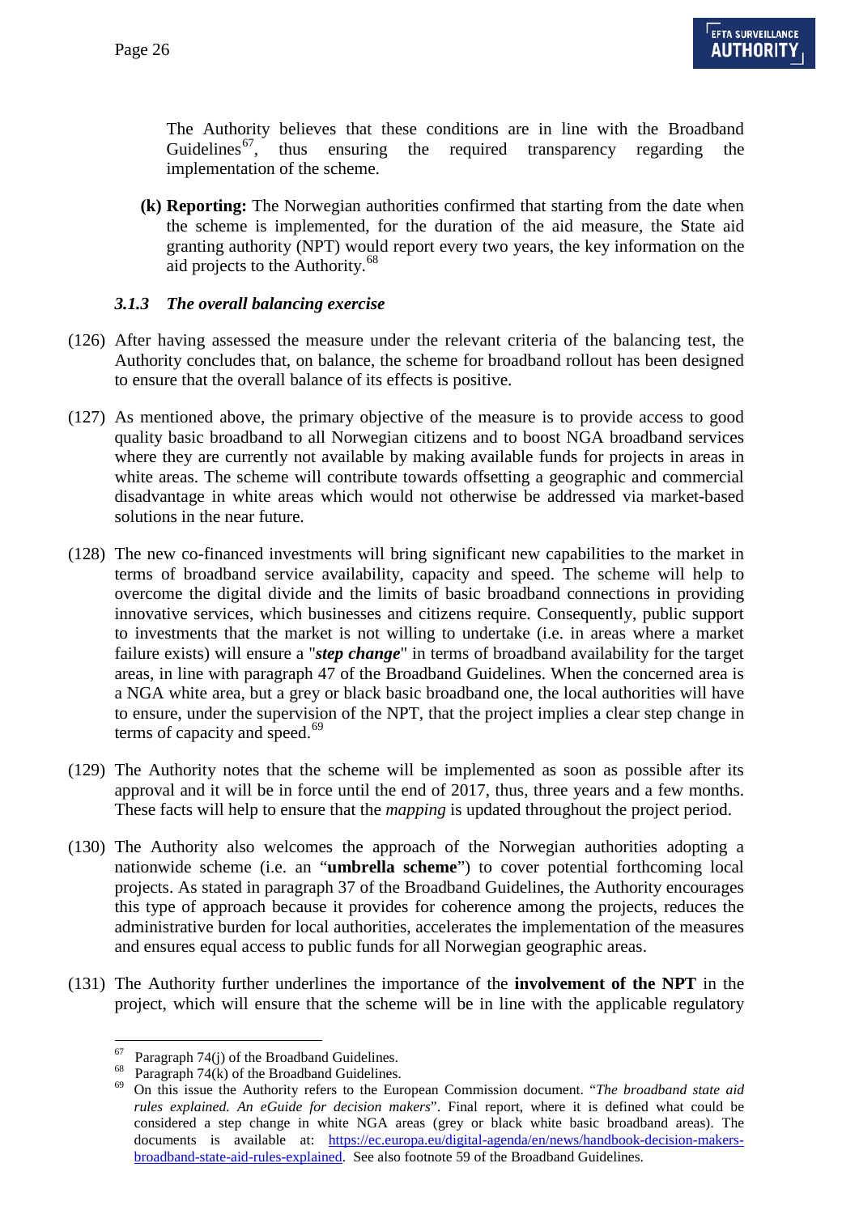The Authority believes that these conditions are in line with the Broadband Guidelines[67], thus ensuring the required transparency regarding the implementation of the scheme.

**(k) Reporting:** The Norwegian authorities confirmed that starting from the date when the scheme is implemented, for the duration of the aid measure, the State aid granting authority (NPT) would report every two years, the key information on the aid projects to the Authority.[68]

### *3.1.3 The overall balancing exercise*

(126) After having assessed the measure under the relevant criteria of the balancing test, the Authority concludes that, on balance, the scheme for broadband rollout has been designed to ensure that the overall balance of its effects is positive.

(127) As mentioned above, the primary objective of the measure is to provide access to good quality basic broadband to all Norwegian citizens and to boost NGA broadband services where they are currently not available by making available funds for projects in areas in white areas. The scheme will contribute towards offsetting a geographic and commercial disadvantage in white areas which would not otherwise be addressed via market-based solutions in the near future.

(128) The new co-financed investments will bring significant new capabilities to the market in terms of broadband service availability, capacity and speed. The scheme will help to overcome the digital divide and the limits of basic broadband connections in providing innovative services, which businesses and citizens require. Consequently, public support to investments that the market is not willing to undertake (i.e. in areas where a market failure exists) will ensure a "***step change***" in terms of broadband availability for the target areas, in line with paragraph 47 of the Broadband Guidelines. When the concerned area is a NGA white area, but a grey or black basic broadband one, the local authorities will have to ensure, under the supervision of the NPT, that the project implies a clear step change in terms of capacity and speed.[69]

(129) The Authority notes that the scheme will be implemented as soon as possible after its approval and it will be in force until the end of 2017, thus, three years and a few months. These facts will help to ensure that the *mapping* is updated throughout the project period.

(130) The Authority also welcomes the approach of the Norwegian authorities adopting a nationwide scheme (i.e. an "**umbrella scheme**") to cover potential forthcoming local projects. As stated in paragraph 37 of the Broadband Guidelines, the Authority encourages this type of approach because it provides for coherence among the projects, reduces the administrative burden for local authorities, accelerates the implementation of the measures and ensures equal access to public funds for all Norwegian geographic areas.

(131) The Authority further underlines the importance of the **involvement of the NPT** in the project, which will ensure that the scheme will be in line with the applicable regulatory

---

[67] Paragraph 74(j) of the Broadband Guidelines.

[68] Paragraph 74(k) of the Broadband Guidelines.

[69] On this issue the Authority refers to the European Commission document. "*The broadband state aid rules explained. An eGuide for decision makers*". Final report, where it is defined what could be considered a step change in white NGA areas (grey or black white basic broadband areas). The documents is available at: [https://ec.europa.eu/digital-agenda/en/news/handbook-decision-makers-broadband-state-aid-rules-explained](https://ec.europa.eu/digital-agenda/en/news/handbook-decision-makers-broadband-state-aid-rules-explained). See also footnote 59 of the Broadband Guidelines.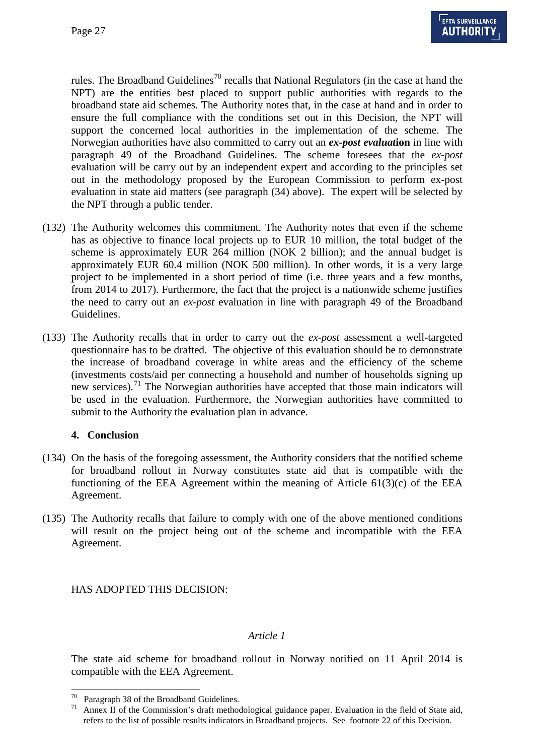rules. The Broadband Guidelines[70] recalls that National Regulators (in the case at hand the NPT) are the entities best placed to support public authorities with regards to the broadband state aid schemes. The Authority notes that, in the case at hand and in order to ensure the full compliance with the conditions set out in this Decision, the NPT will support the concerned local authorities in the implementation of the scheme. The Norwegian authorities have also committed to carry out an ***ex-post evaluat*ion** in line with paragraph 49 of the Broadband Guidelines. The scheme foresees that the *ex-post* evaluation will be carry out by an independent expert and according to the principles set out in the methodology proposed by the European Commission to perform ex-post evaluation in state aid matters (see paragraph (34) above). The expert will be selected by the NPT through a public tender.

(132) The Authority welcomes this commitment. The Authority notes that even if the scheme has as objective to finance local projects up to EUR 10 million, the total budget of the scheme is approximately EUR 264 million (NOK 2 billion); and the annual budget is approximately EUR 60.4 million (NOK 500 million). In other words, it is a very large project to be implemented in a short period of time (i.e. three years and a few months, from 2014 to 2017). Furthermore, the fact that the project is a nationwide scheme justifies the need to carry out an *ex-post* evaluation in line with paragraph 49 of the Broadband Guidelines.

(133) The Authority recalls that in order to carry out the *ex-post* assessment a well-targeted questionnaire has to be drafted. The objective of this evaluation should be to demonstrate the increase of broadband coverage in white areas and the efficiency of the scheme (investments costs/aid per connecting a household and number of households signing up new services).[71] The Norwegian authorities have accepted that those main indicators will be used in the evaluation. Furthermore, the Norwegian authorities have committed to submit to the Authority the evaluation plan in advance.

## 4. Conclusion

(134) On the basis of the foregoing assessment, the Authority considers that the notified scheme for broadband rollout in Norway constitutes state aid that is compatible with the functioning of the EEA Agreement within the meaning of Article 61(3)(c) of the EEA Agreement.

(135) The Authority recalls that failure to comply with one of the above mentioned conditions will result on the project being out of the scheme and incompatible with the EEA Agreement.

HAS ADOPTED THIS DECISION:

*Article 1*

The state aid scheme for broadband rollout in Norway notified on 11 April 2014 is compatible with the EEA Agreement.

---

[70] Paragraph 38 of the Broadband Guidelines.

[71] Annex II of the Commission's draft methodological guidance paper. Evaluation in the field of State aid, refers to the list of possible results indicators in Broadband projects. See footnote 22 of this Decision.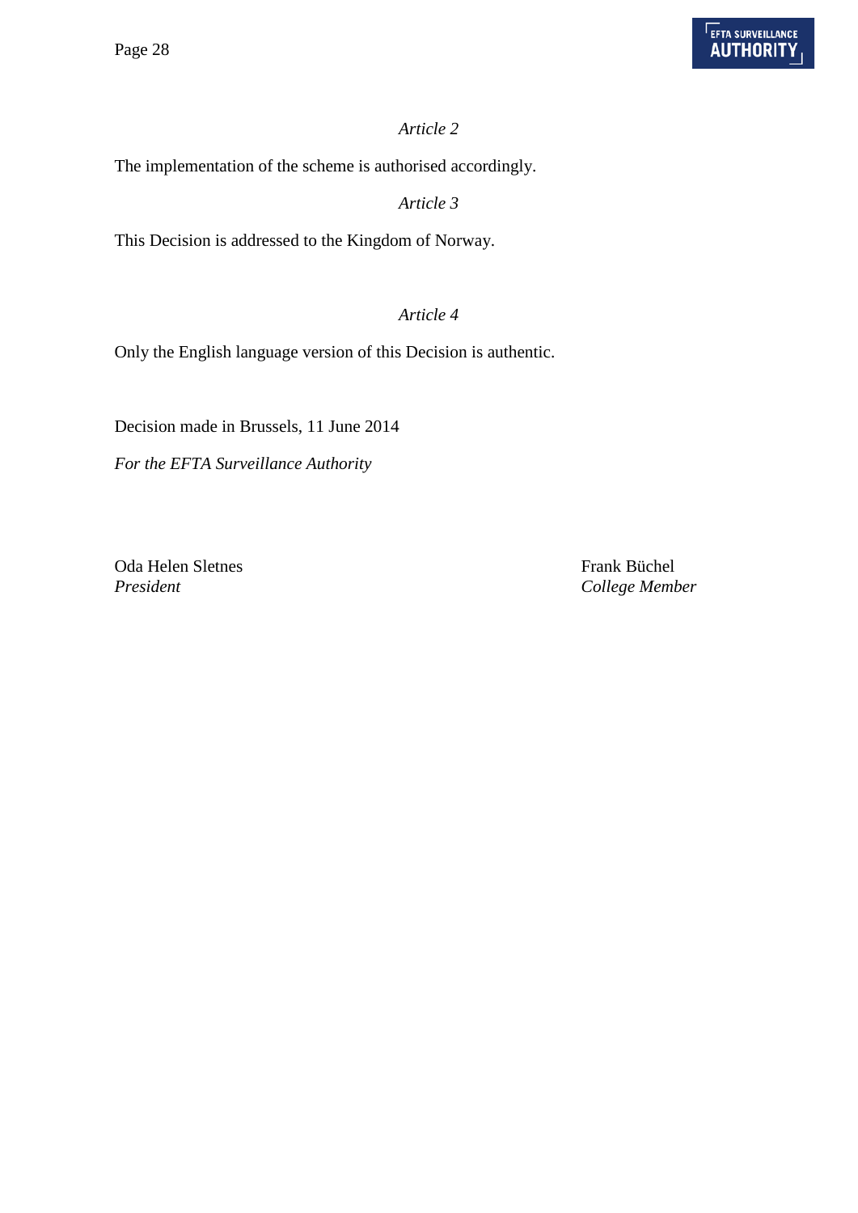*Article 2*

The implementation of the scheme is authorised accordingly.

*Article 3*

This Decision is addressed to the Kingdom of Norway.

*Article 4*

Only the English language version of this Decision is authentic.

Decision made in Brussels, 11 June 2014

*For the EFTA Surveillance Authority*

Oda Helen Sletnes
*President*

Frank Büchel
*College Member*